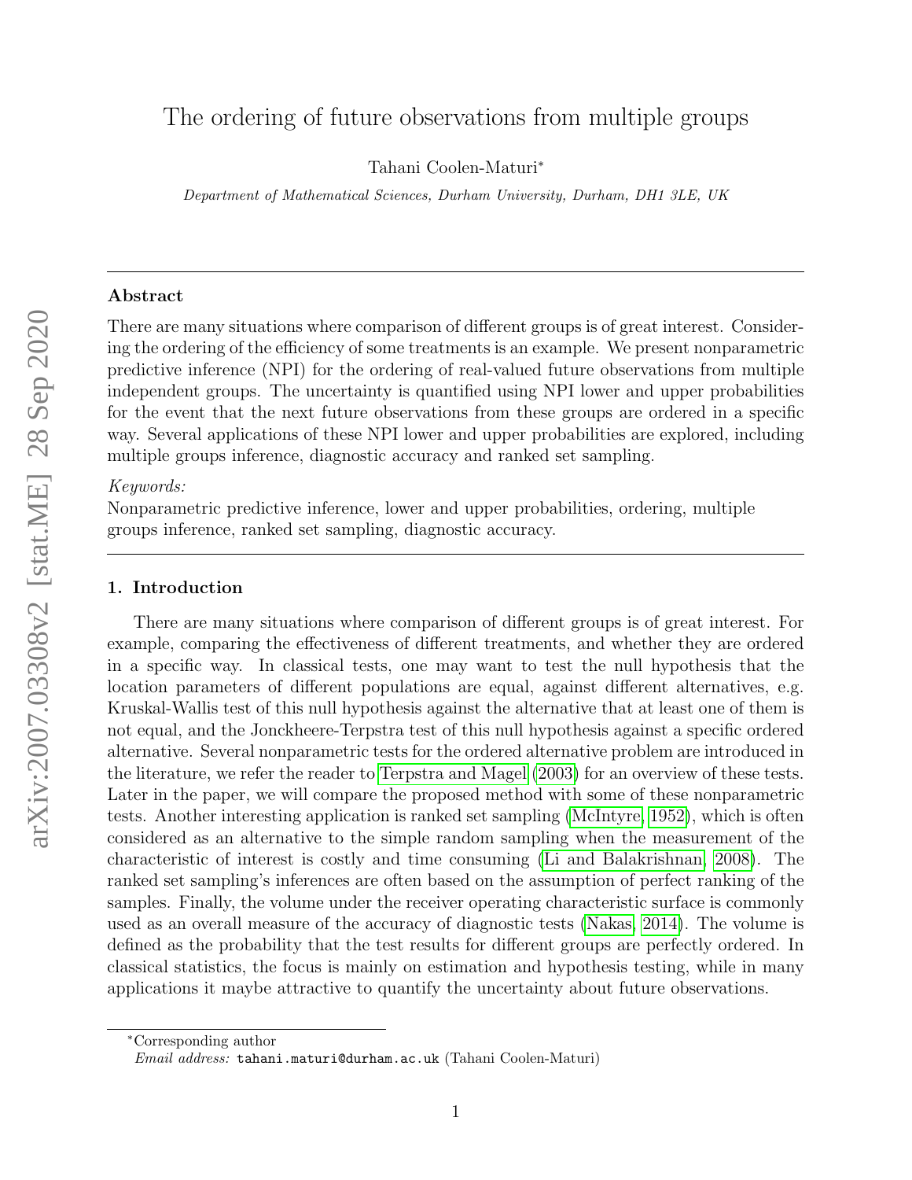# The ordering of future observations from multiple groups

Tahani Coolen-Maturi*

*Department of Mathematical Sciences, Durham University, Durham, DH1 3LE, UK*

---

## Abstract

There are many situations where comparison of different groups is of great interest. Considering the ordering of the efficiency of some treatments is an example. We present nonparametric predictive inference (NPI) for the ordering of real-valued future observations from multiple independent groups. The uncertainty is quantified using NPI lower and upper probabilities for the event that the next future observations from these groups are ordered in a specific way. Several applications of these NPI lower and upper probabilities are explored, including multiple groups inference, diagnostic accuracy and ranked set sampling.

*Keywords:*
Nonparametric predictive inference, lower and upper probabilities, ordering, multiple groups inference, ranked set sampling, diagnostic accuracy.

---

## 1. Introduction

There are many situations where comparison of different groups is of great interest. For example, comparing the effectiveness of different treatments, and whether they are ordered in a specific way. In classical tests, one may want to test the null hypothesis that the location parameters of different populations are equal, against different alternatives, e.g. Kruskal-Wallis test of this null hypothesis against the alternative that at least one of them is not equal, and the Jonckheere-Terpstra test of this null hypothesis against a specific ordered alternative. Several nonparametric tests for the ordered alternative problem are introduced in the literature, we refer the reader to Terpstra and Magel (2003) for an overview of these tests. Later in the paper, we will compare the proposed method with some of these nonparametric tests. Another interesting application is ranked set sampling (McIntyre, 1952), which is often considered as an alternative to the simple random sampling when the measurement of the characteristic of interest is costly and time consuming (Li and Balakrishnan, 2008). The ranked set sampling's inferences are often based on the assumption of perfect ranking of the samples. Finally, the volume under the receiver operating characteristic surface is commonly used as an overall measure of the accuracy of diagnostic tests (Nakas, 2014). The volume is defined as the probability that the test results for different groups are perfectly ordered. In classical statistics, the focus is mainly on estimation and hypothesis testing, while in many applications it maybe attractive to quantify the uncertainty about future observations.

*Corresponding author
*Email address:* tahani.maturi@durham.ac.uk (Tahani Coolen-Maturi)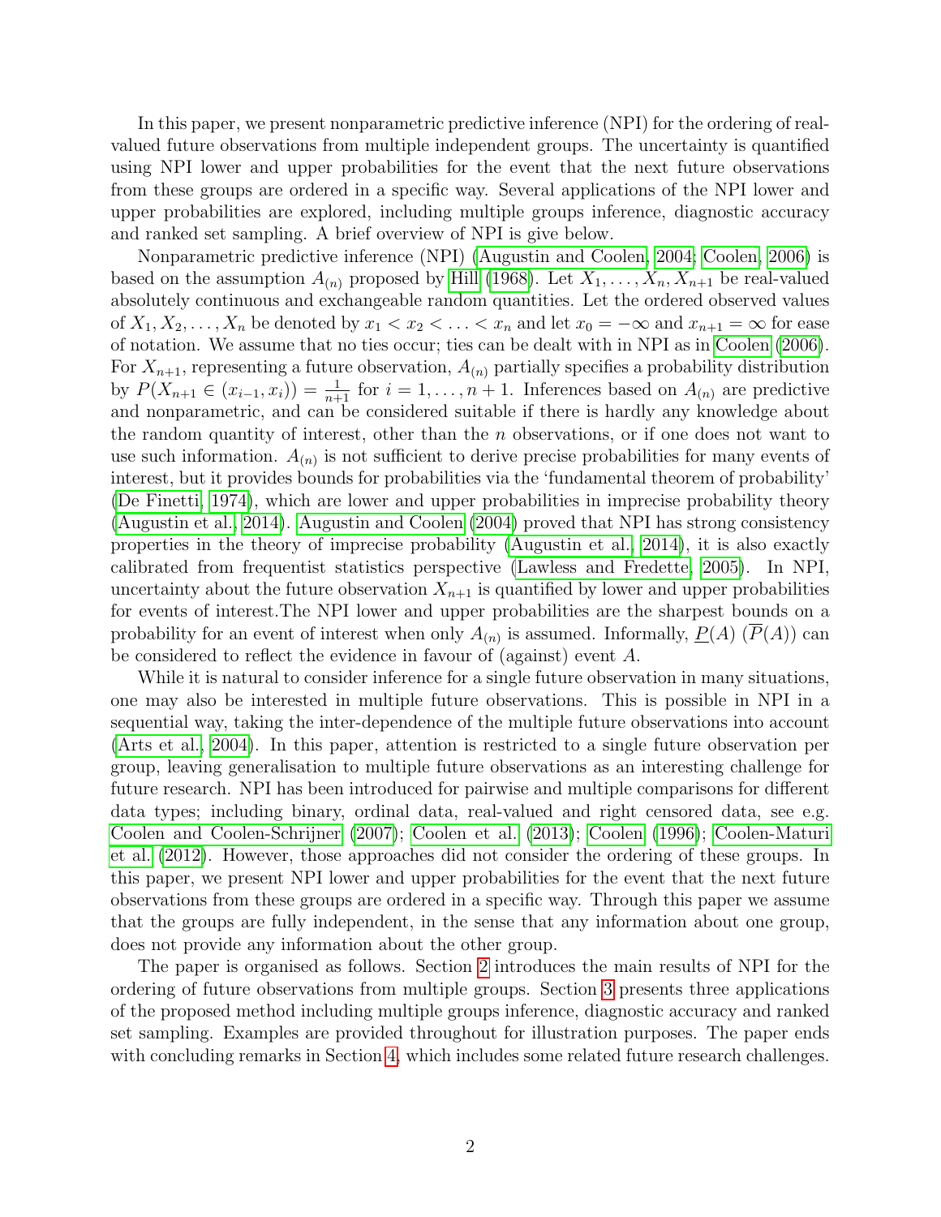In this paper, we present nonparametric predictive inference (NPI) for the ordering of real-valued future observations from multiple independent groups. The uncertainty is quantified using NPI lower and upper probabilities for the event that the next future observations from these groups are ordered in a specific way. Several applications of the NPI lower and upper probabilities are explored, including multiple groups inference, diagnostic accuracy and ranked set sampling. A brief overview of NPI is give below.

Nonparametric predictive inference (NPI) (Augustin and Coolen, 2004; Coolen, 2006) is based on the assumption $A_{(n)}$ proposed by Hill (1968). Let $X_1, \ldots, X_n, X_{n+1}$ be real-valued absolutely continuous and exchangeable random quantities. Let the ordered observed values of $X_1, X_2, \ldots, X_n$ be denoted by $x_1 < x_2 < \ldots < x_n$ and let $x_0 = -\infty$ and $x_{n+1} = \infty$ for ease of notation. We assume that no ties occur; ties can be dealt with in NPI as in Coolen (2006). For $X_{n+1}$, representing a future observation, $A_{(n)}$ partially specifies a probability distribution by $P(X_{n+1} \in (x_{i-1}, x_i)) = \frac{1}{n+1}$ for $i = 1, \ldots, n+1$. Inferences based on $A_{(n)}$ are predictive and nonparametric, and can be considered suitable if there is hardly any knowledge about the random quantity of interest, other than the $n$ observations, or if one does not want to use such information. $A_{(n)}$ is not sufficient to derive precise probabilities for many events of interest, but it provides bounds for probabilities via the 'fundamental theorem of probability' (De Finetti, 1974), which are lower and upper probabilities in imprecise probability theory (Augustin et al., 2014). Augustin and Coolen (2004) proved that NPI has strong consistency properties in the theory of imprecise probability (Augustin et al., 2014), it is also exactly calibrated from frequentist statistics perspective (Lawless and Fredette, 2005). In NPI, uncertainty about the future observation $X_{n+1}$ is quantified by lower and upper probabilities for events of interest.The NPI lower and upper probabilities are the sharpest bounds on a probability for an event of interest when only $A_{(n)}$ is assumed. Informally, $\underline{P}(A)$ ($\overline{P}(A)$) can be considered to reflect the evidence in favour of (against) event $A$.

While it is natural to consider inference for a single future observation in many situations, one may also be interested in multiple future observations. This is possible in NPI in a sequential way, taking the inter-dependence of the multiple future observations into account (Arts et al., 2004). In this paper, attention is restricted to a single future observation per group, leaving generalisation to multiple future observations as an interesting challenge for future research. NPI has been introduced for pairwise and multiple comparisons for different data types; including binary, ordinal data, real-valued and right censored data, see e.g. Coolen and Coolen-Schrijner (2007); Coolen et al. (2013); Coolen (1996); Coolen-Maturi et al. (2012). However, those approaches did not consider the ordering of these groups. In this paper, we present NPI lower and upper probabilities for the event that the next future observations from these groups are ordered in a specific way. Through this paper we assume that the groups are fully independent, in the sense that any information about one group, does not provide any information about the other group.

The paper is organised as follows. Section 2 introduces the main results of NPI for the ordering of future observations from multiple groups. Section 3 presents three applications of the proposed method including multiple groups inference, diagnostic accuracy and ranked set sampling. Examples are provided throughout for illustration purposes. The paper ends with concluding remarks in Section 4, which includes some related future research challenges.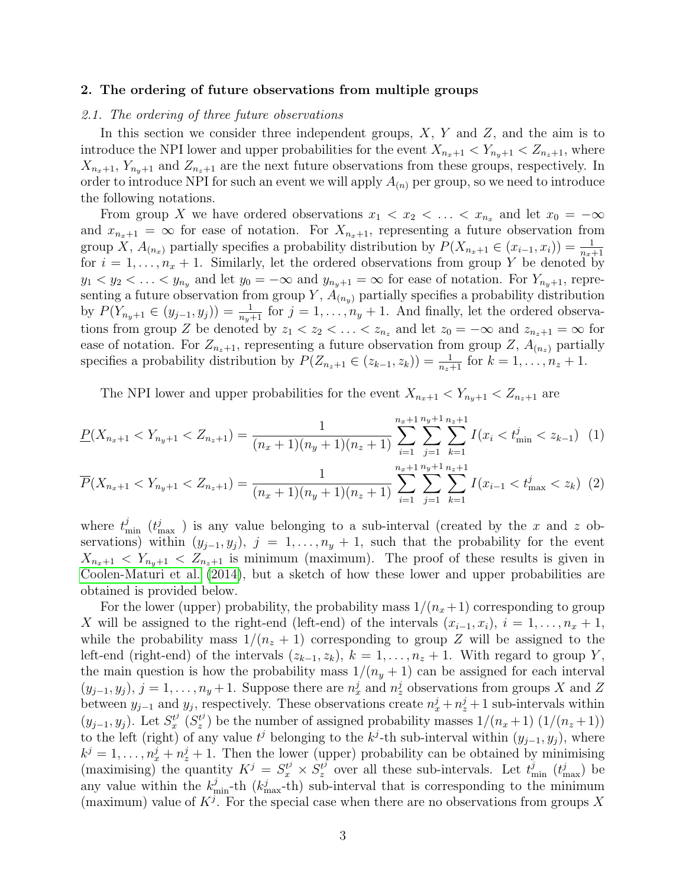## 2. The ordering of future observations from multiple groups

### *2.1. The ordering of three future observations*

In this section we consider three independent groups, $X$, $Y$ and $Z$, and the aim is to introduce the NPI lower and upper probabilities for the event $X_{n_x+1} < Y_{n_y+1} < Z_{n_z+1}$, where $X_{n_x+1}$, $Y_{n_y+1}$ and $Z_{n_z+1}$ are the next future observations from these groups, respectively. In order to introduce NPI for such an event we will apply $A_{(n)}$ per group, so we need to introduce the following notations.

From group $X$ we have ordered observations $x_1 < x_2 < \ldots < x_{n_x}$ and let $x_0 = -\infty$ and $x_{n_x+1} = \infty$ for ease of notation. For $X_{n_x+1}$, representing a future observation from group $X$, $A_{(n_x)}$ partially specifies a probability distribution by $P(X_{n_x+1} \in (x_{i-1}, x_i)) = \frac{1}{n_x+1}$ for $i = 1, \ldots, n_x + 1$. Similarly, let the ordered observations from group $Y$ be denoted by $y_1 < y_2 < \ldots < y_{n_y}$ and let $y_0 = -\infty$ and $y_{n_y+1} = \infty$ for ease of notation. For $Y_{n_y+1}$, representing a future observation from group $Y$, $A_{(n_y)}$ partially specifies a probability distribution by $P(Y_{n_y+1} \in (y_{j-1}, y_j)) = \frac{1}{n_y+1}$ for $j = 1, \ldots, n_y + 1$. And finally, let the ordered observations from group $Z$ be denoted by $z_1 < z_2 < \ldots < z_{n_z}$ and let $z_0 = -\infty$ and $z_{n_z+1} = \infty$ for ease of notation. For $Z_{n_z+1}$, representing a future observation from group $Z$, $A_{(n_z)}$ partially specifies a probability distribution by $P(Z_{n_z+1} \in (z_{k-1}, z_k)) = \frac{1}{n_z+1}$ for $k = 1, \ldots, n_z + 1$.

The NPI lower and upper probabilities for the event $X_{n_x+1} < Y_{n_y+1} < Z_{n_z+1}$ are

$$\underline{P}(X_{n_x+1} < Y_{n_y+1} < Z_{n_z+1}) = \frac{1}{(n_x+1)(n_y+1)(n_z+1)} \sum_{i=1}^{n_x+1} \sum_{j=1}^{n_y+1} \sum_{k=1}^{n_z+1} I(x_i < t^j_{\min} < z_{k-1}) \quad (1)$$

$$\overline{P}(X_{n_x+1} < Y_{n_y+1} < Z_{n_z+1}) = \frac{1}{(n_x+1)(n_y+1)(n_z+1)} \sum_{i=1}^{n_x+1} \sum_{j=1}^{n_y+1} \sum_{k=1}^{n_z+1} I(x_{i-1} < t^j_{\max} < z_k) \quad (2)$$

where $t^j_{\min}$ ($t^j_{\max}$ ) is any value belonging to a sub-interval (created by the $x$ and $z$ observations) within $(y_{j-1}, y_j)$, $j = 1, \ldots, n_y + 1$, such that the probability for the event $X_{n_x+1} < Y_{n_y+1} < Z_{n_z+1}$ is minimum (maximum). The proof of these results is given in Coolen-Maturi et al. (2014), but a sketch of how these lower and upper probabilities are obtained is provided below.

For the lower (upper) probability, the probability mass $1/(n_x+1)$ corresponding to group $X$ will be assigned to the right-end (left-end) of the intervals $(x_{i-1}, x_i)$, $i = 1, \ldots, n_x + 1$, while the probability mass $1/(n_z + 1)$ corresponding to group $Z$ will be assigned to the left-end (right-end) of the intervals $(z_{k-1}, z_k)$, $k = 1, \ldots, n_z + 1$. With regard to group $Y$, the main question is how the probability mass $1/(n_y + 1)$ can be assigned for each interval $(y_{j-1}, y_j)$, $j = 1, \ldots, n_y + 1$. Suppose there are $n^j_x$ and $n^j_z$ observations from groups $X$ and $Z$ between $y_{j-1}$ and $y_j$, respectively. These observations create $n^j_x + n^j_z + 1$ sub-intervals within $(y_{j-1}, y_j)$. Let $S^{t^j}_x$ ($S^{t^j}_z$) be the number of assigned probability masses $1/(n_x+1)$ ($1/(n_z+1)$) to the left (right) of any value $t^j$ belonging to the $k^j$-th sub-interval within $(y_{j-1}, y_j)$, where $k^j = 1, \ldots, n^j_x + n^j_z + 1$. Then the lower (upper) probability can be obtained by minimising (maximising) the quantity $K^j = S^{t^j}_x \times S^{t^j}_z$ over all these sub-intervals. Let $t^j_{\min}$ ($t^j_{\max}$) be any value within the $k^j_{\min}$-th ($k^j_{\max}$-th) sub-interval that is corresponding to the minimum (maximum) value of $K^j$. For the special case when there are no observations from groups $X$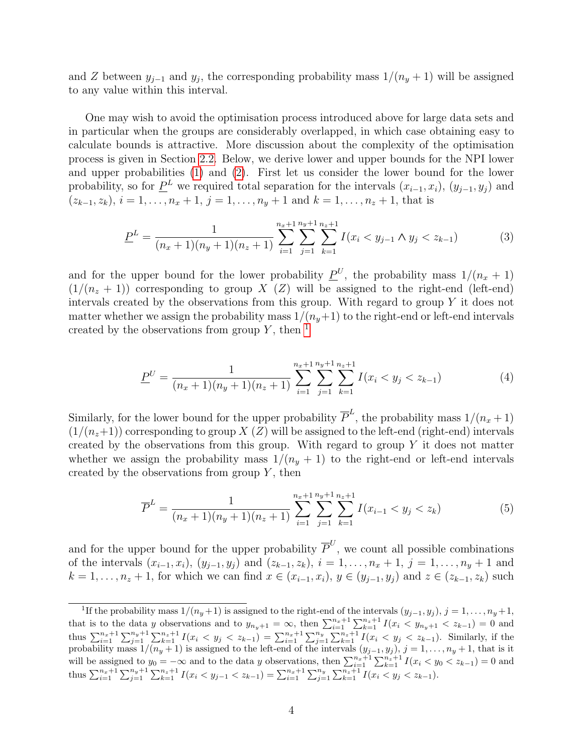and $Z$ between $y_{j-1}$ and $y_j$, the corresponding probability mass $1/(n_y+1)$ will be assigned to any value within this interval.

One may wish to avoid the optimisation process introduced above for large data sets and in particular when the groups are considerably overlapped, in which case obtaining easy to calculate bounds is attractive. More discussion about the complexity of the optimisation process is given in Section 2.2. Below, we derive lower and upper bounds for the NPI lower and upper probabilities (1) and (2). First let us consider the lower bound for the lower probability, so for $\underline{P}^L$ we required total separation for the intervals $(x_{i-1}, x_i)$, $(y_{j-1}, y_j)$ and $(z_{k-1}, z_k)$, $i = 1, \ldots, n_x+1$, $j = 1, \ldots, n_y+1$ and $k = 1, \ldots, n_z+1$, that is

$$\underline{P}^L = \frac{1}{(n_x+1)(n_y+1)(n_z+1)} \sum_{i=1}^{n_x+1} \sum_{j=1}^{n_y+1} \sum_{k=1}^{n_z+1} I(x_i < y_{j-1} \wedge y_j < z_{k-1}) \tag{3}$$

and for the upper bound for the lower probability $\underline{P}^U$, the probability mass $1/(n_x+1)$ $(1/(n_z+1))$ corresponding to group $X$ $(Z)$ will be assigned to the right-end (left-end) intervals created by the observations from this group. With regard to group $Y$ it does not matter whether we assign the probability mass $1/(n_y+1)$ to the right-end or left-end intervals created by the observations from group $Y$, then [1]

$$\underline{P}^U = \frac{1}{(n_x+1)(n_y+1)(n_z+1)} \sum_{i=1}^{n_x+1} \sum_{j=1}^{n_y+1} \sum_{k=1}^{n_z+1} I(x_i < y_j < z_{k-1}) \tag{4}$$

Similarly, for the lower bound for the upper probability $\overline{P}^L$, the probability mass $1/(n_x+1)$ $(1/(n_z+1))$ corresponding to group $X$ $(Z)$ will be assigned to the left-end (right-end) intervals created by the observations from this group. With regard to group $Y$ it does not matter whether we assign the probability mass $1/(n_y+1)$ to the right-end or left-end intervals created by the observations from group $Y$, then

$$\overline{P}^L = \frac{1}{(n_x+1)(n_y+1)(n_z+1)} \sum_{i=1}^{n_x+1} \sum_{j=1}^{n_y+1} \sum_{k=1}^{n_z+1} I(x_{i-1} < y_j < z_k) \tag{5}$$

and for the upper bound for the upper probability $\overline{P}^U$, we count all possible combinations of the intervals $(x_{i-1}, x_i)$, $(y_{j-1}, y_j)$ and $(z_{k-1}, z_k)$, $i = 1, \ldots, n_x+1$, $j = 1, \ldots, n_y+1$ and $k = 1, \ldots, n_z+1$, for which we can find $x \in (x_{i-1}, x_i)$, $y \in (y_{j-1}, y_j)$ and $z \in (z_{k-1}, z_k)$ such

---

[1] If the probability mass $1/(n_y+1)$ is assigned to the right-end of the intervals $(y_{j-1}, y_j)$, $j = 1, \ldots, n_y+1$, that is to the data $y$ observations and to $y_{n_y+1} = \infty$, then $\sum_{i=1}^{n_x+1} \sum_{k=1}^{n_z+1} I(x_i < y_{n_y+1} < z_{k-1}) = 0$ and thus $\sum_{i=1}^{n_x+1} \sum_{j=1}^{n_y+1} \sum_{k=1}^{n_z+1} I(x_i < y_j < z_{k-1}) = \sum_{i=1}^{n_x+1} \sum_{j=1}^{n_y} \sum_{k=1}^{n_z+1} I(x_i < y_j < z_{k-1})$. Similarly, if the probability mass $1/(n_y+1)$ is assigned to the left-end of the intervals $(y_{j-1}, y_j)$, $j = 1, \ldots, n_y+1$, that is it will be assigned to $y_0 = -\infty$ and to the data $y$ observations, then $\sum_{i=1}^{n_x+1} \sum_{k=1}^{n_z+1} I(x_i < y_0 < z_{k-1}) = 0$ and thus $\sum_{i=1}^{n_x+1} \sum_{j=1}^{n_y+1} \sum_{k=1}^{n_z+1} I(x_i < y_{j-1} < z_{k-1}) = \sum_{i=1}^{n_x+1} \sum_{j=1}^{n_y} \sum_{k=1}^{n_z+1} I(x_i < y_j < z_{k-1})$.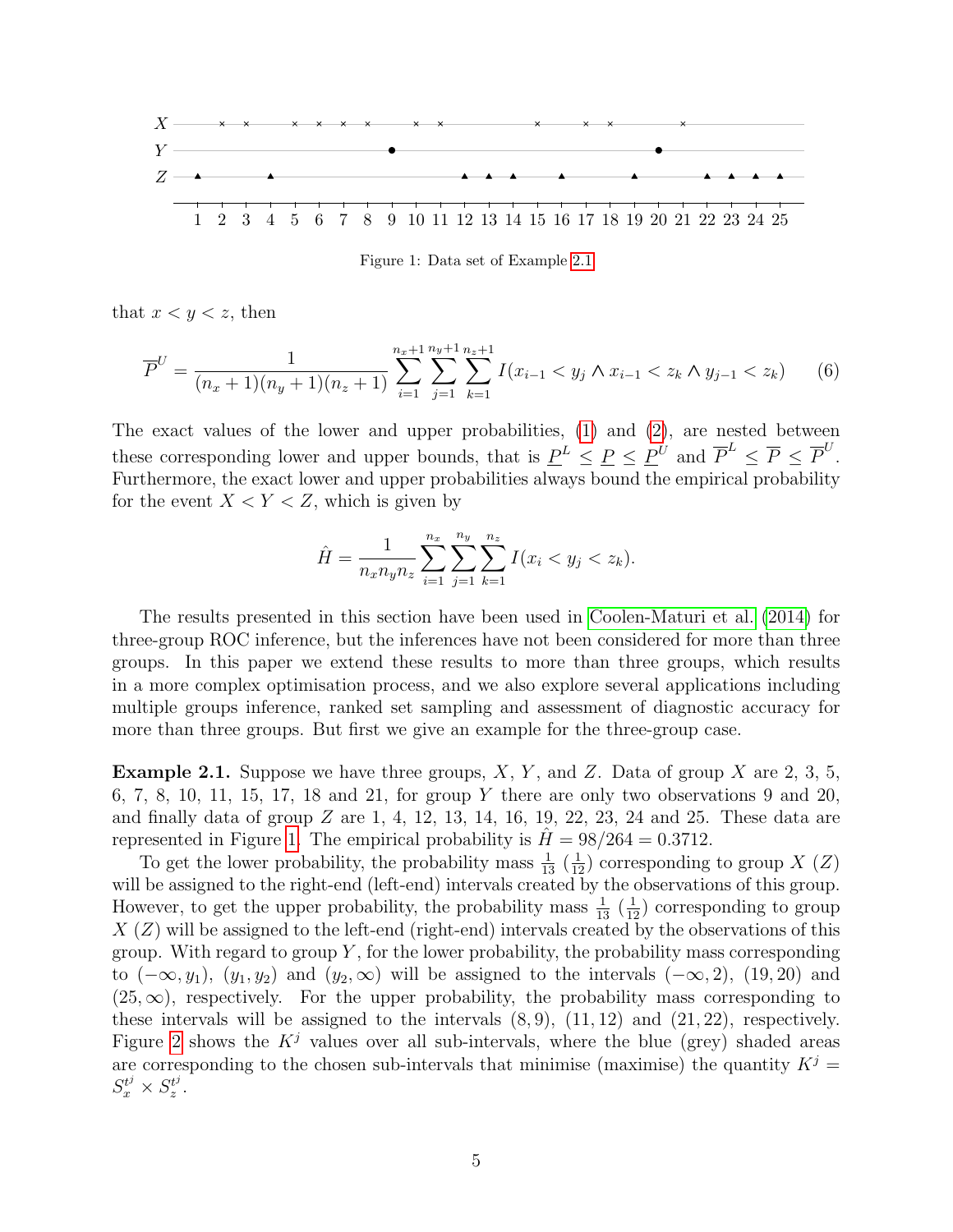Figure 1: Data set of Example 2.1

that $x < y < z$, then

$$\overline{P}^U = \frac{1}{(n_x+1)(n_y+1)(n_z+1)} \sum_{i=1}^{n_x+1} \sum_{j=1}^{n_y+1} \sum_{k=1}^{n_z+1} I(x_{i-1} < y_j \wedge x_{i-1} < z_k \wedge y_{j-1} < z_k) \tag{6}$$

The exact values of the lower and upper probabilities, (1) and (2), are nested between these corresponding lower and upper bounds, that is $\underline{P}^L \leq \underline{P} \leq \underline{P}^U$ and $\overline{P}^L \leq \overline{P} \leq \overline{P}^U$. Furthermore, the exact lower and upper probabilities always bound the empirical probability for the event $X < Y < Z$, which is given by

$$\hat{H} = \frac{1}{n_x n_y n_z} \sum_{i=1}^{n_x} \sum_{j=1}^{n_y} \sum_{k=1}^{n_z} I(x_i < y_j < z_k).$$

The results presented in this section have been used in Coolen-Maturi et al. (2014) for three-group ROC inference, but the inferences have not been considered for more than three groups. In this paper we extend these results to more than three groups, which results in a more complex optimisation process, and we also explore several applications including multiple groups inference, ranked set sampling and assessment of diagnostic accuracy for more than three groups. But first we give an example for the three-group case.

**Example 2.1.** Suppose we have three groups, $X$, $Y$, and $Z$. Data of group $X$ are 2, 3, 5, 6, 7, 8, 10, 11, 15, 17, 18 and 21, for group $Y$ there are only two observations 9 and 20, and finally data of group $Z$ are 1, 4, 12, 13, 14, 16, 19, 22, 23, 24 and 25. These data are represented in Figure 1. The empirical probability is $\hat{H} = 98/264 = 0.3712$.

To get the lower probability, the probability mass $\frac{1}{13}$ ($\frac{1}{12}$) corresponding to group $X$ ($Z$) will be assigned to the right-end (left-end) intervals created by the observations of this group. However, to get the upper probability, the probability mass $\frac{1}{13}$ ($\frac{1}{12}$) corresponding to group $X$ ($Z$) will be assigned to the left-end (right-end) intervals created by the observations of this group. With regard to group $Y$, for the lower probability, the probability mass corresponding to $(-\infty, y_1)$, $(y_1, y_2)$ and $(y_2, \infty)$ will be assigned to the intervals $(-\infty, 2)$, $(19, 20)$ and $(25, \infty)$, respectively. For the upper probability, the probability mass corresponding to these intervals will be assigned to the intervals $(8, 9)$, $(11, 12)$ and $(21, 22)$, respectively. Figure 2 shows the $K^j$ values over all sub-intervals, where the blue (grey) shaded areas are corresponding to the chosen sub-intervals that minimise (maximise) the quantity $K^j = S_x^{t^j} \times S_z^{t^j}$.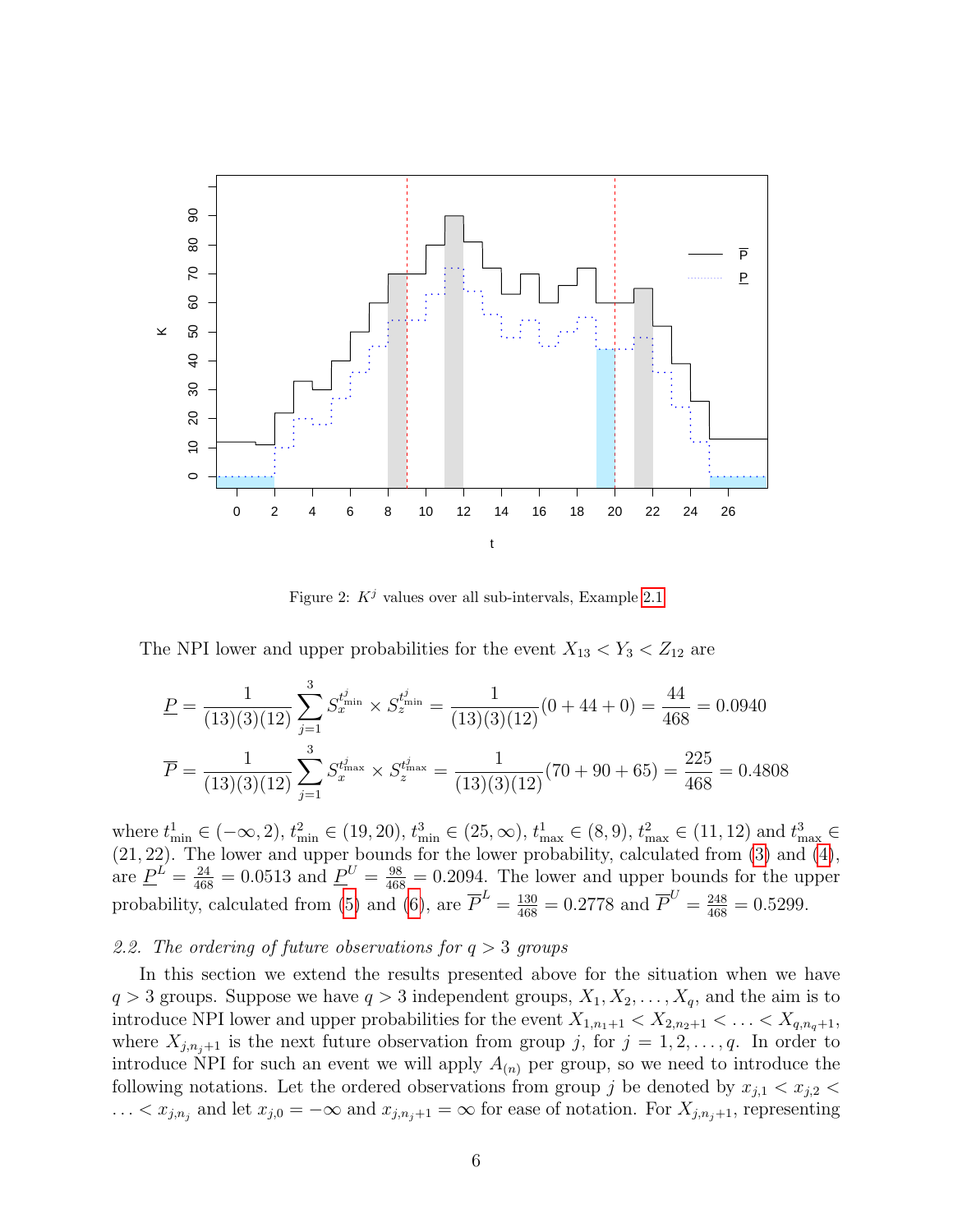Figure 2: $K^j$ values over all sub-intervals, Example 2.1

The NPI lower and upper probabilities for the event $X_{13} < Y_3 < Z_{12}$ are

$$\underline{P} = \frac{1}{(13)(3)(12)} \sum_{j=1}^{3} S_x^{t^j_{\min}} \times S_z^{t^j_{\min}} = \frac{1}{(13)(3)(12)}(0 + 44 + 0) = \frac{44}{468} = 0.0940$$

$$\overline{P} = \frac{1}{(13)(3)(12)} \sum_{j=1}^{3} S_x^{t^j_{\max}} \times S_z^{t^j_{\max}} = \frac{1}{(13)(3)(12)}(70 + 90 + 65) = \frac{225}{468} = 0.4808$$

where $t^1_{\min} \in (-\infty, 2)$, $t^2_{\min} \in (19, 20)$, $t^3_{\min} \in (25, \infty)$, $t^1_{\max} \in (8, 9)$, $t^2_{\max} \in (11, 12)$ and $t^3_{\max} \in (21, 22)$. The lower and upper bounds for the lower probability, calculated from (3) and (4), are $\underline{P}^L = \frac{24}{468} = 0.0513$ and $\underline{P}^U = \frac{98}{468} = 0.2094$. The lower and upper bounds for the upper probability, calculated from (5) and (6), are $\overline{P}^L = \frac{130}{468} = 0.2778$ and $\overline{P}^U = \frac{248}{468} = 0.5299$.

### *2.2. The ordering of future observations for $q > 3$ groups*

In this section we extend the results presented above for the situation when we have $q > 3$ groups. Suppose we have $q > 3$ independent groups, $X_1, X_2, \ldots, X_q$, and the aim is to introduce NPI lower and upper probabilities for the event $X_{1,n_1+1} < X_{2,n_2+1} < \ldots < X_{q,n_q+1}$, where $X_{j,n_j+1}$ is the next future observation from group $j$, for $j = 1, 2, \ldots, q$. In order to introduce NPI for such an event we will apply $A_{(n)}$ per group, so we need to introduce the following notations. Let the ordered observations from group $j$ be denoted by $x_{j,1} < x_{j,2} < \ldots < x_{j,n_j}$ and let $x_{j,0} = -\infty$ and $x_{j,n_j+1} = \infty$ for ease of notation. For $X_{j,n_j+1}$, representing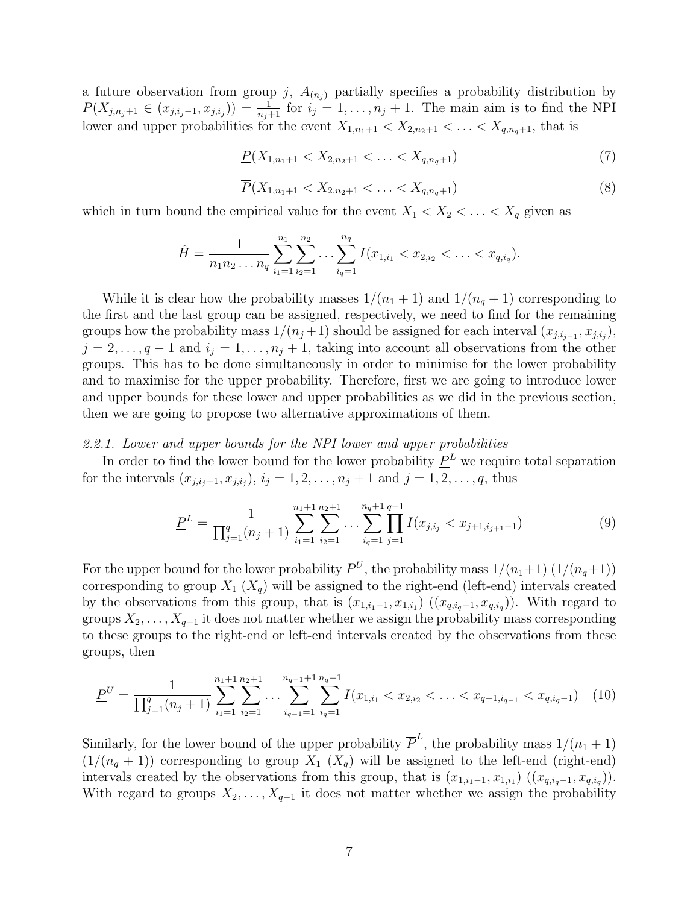a future observation from group $j$, $A_{(n_j)}$ partially specifies a probability distribution by $P(X_{j,n_j+1} \in (x_{j,i_j-1}, x_{j,i_j})) = \frac{1}{n_j+1}$ for $i_j = 1, \ldots, n_j + 1$. The main aim is to find the NPI lower and upper probabilities for the event $X_{1,n_1+1} < X_{2,n_2+1} < \ldots < X_{q,n_q+1}$, that is

$$\underline{P}(X_{1,n_1+1} < X_{2,n_2+1} < \ldots < X_{q,n_q+1}) \tag{7}$$

$$\overline{P}(X_{1,n_1+1} < X_{2,n_2+1} < \ldots < X_{q,n_q+1}) \tag{8}$$

which in turn bound the empirical value for the event $X_1 < X_2 < \ldots < X_q$ given as

$$\hat{H} = \frac{1}{n_1 n_2 \ldots n_q} \sum_{i_1=1}^{n_1} \sum_{i_2=1}^{n_2} \ldots \sum_{i_q=1}^{n_q} I(x_{1,i_1} < x_{2,i_2} < \ldots < x_{q,i_q}).$$

While it is clear how the probability masses $1/(n_1 + 1)$ and $1/(n_q + 1)$ corresponding to the first and the last group can be assigned, respectively, we need to find for the remaining groups how the probability mass $1/(n_j+1)$ should be assigned for each interval $(x_{j,i_j-1}, x_{j,i_j})$, $j = 2, \ldots, q-1$ and $i_j = 1, \ldots, n_j + 1$, taking into account all observations from the other groups. This has to be done simultaneously in order to minimise for the lower probability and to maximise for the upper probability. Therefore, first we are going to introduce lower and upper bounds for these lower and upper probabilities as we did in the previous section, then we are going to propose two alternative approximations of them.

### 2.2.1. Lower and upper bounds for the NPI lower and upper probabilities

In order to find the lower bound for the lower probability $\underline{P}^L$ we require total separation for the intervals $(x_{j,i_j-1}, x_{j,i_j})$, $i_j = 1, 2, \ldots, n_j + 1$ and $j = 1, 2, \ldots, q$, thus

$$\underline{P}^L = \frac{1}{\prod_{j=1}^{q}(n_j + 1)} \sum_{i_1=1}^{n_1+1} \sum_{i_2=1}^{n_2+1} \ldots \sum_{i_q=1}^{n_q+1} \prod_{j=1}^{q-1} I(x_{j,i_j} < x_{j+1,i_{j+1}-1}) \tag{9}$$

For the upper bound for the lower probability $\underline{P}^U$, the probability mass $1/(n_1+1)$ $(1/(n_q+1))$ corresponding to group $X_1$ $(X_q)$ will be assigned to the right-end (left-end) intervals created by the observations from this group, that is $(x_{1,i_1-1}, x_{1,i_1})$ $((x_{q,i_q-1}, x_{q,i_q}))$. With regard to groups $X_2, \ldots, X_{q-1}$ it does not matter whether we assign the probability mass corresponding to these groups to the right-end or left-end intervals created by the observations from these groups, then

$$\underline{P}^U = \frac{1}{\prod_{j=1}^{q}(n_j + 1)} \sum_{i_1=1}^{n_1+1} \sum_{i_2=1}^{n_2+1} \ldots \sum_{i_{q-1}=1}^{n_{q-1}+1} \sum_{i_q=1}^{n_q+1} I(x_{1,i_1} < x_{2,i_2} < \ldots < x_{q-1,i_{q-1}} < x_{q,i_q-1}) \tag{10}$$

Similarly, for the lower bound of the upper probability $\overline{P}^L$, the probability mass $1/(n_1 + 1)$ $(1/(n_q + 1))$ corresponding to group $X_1$ $(X_q)$ will be assigned to the left-end (right-end) intervals created by the observations from this group, that is $(x_{1,i_1-1}, x_{1,i_1})$ $((x_{q,i_q-1}, x_{q,i_q}))$. With regard to groups $X_2, \ldots, X_{q-1}$ it does not matter whether we assign the probability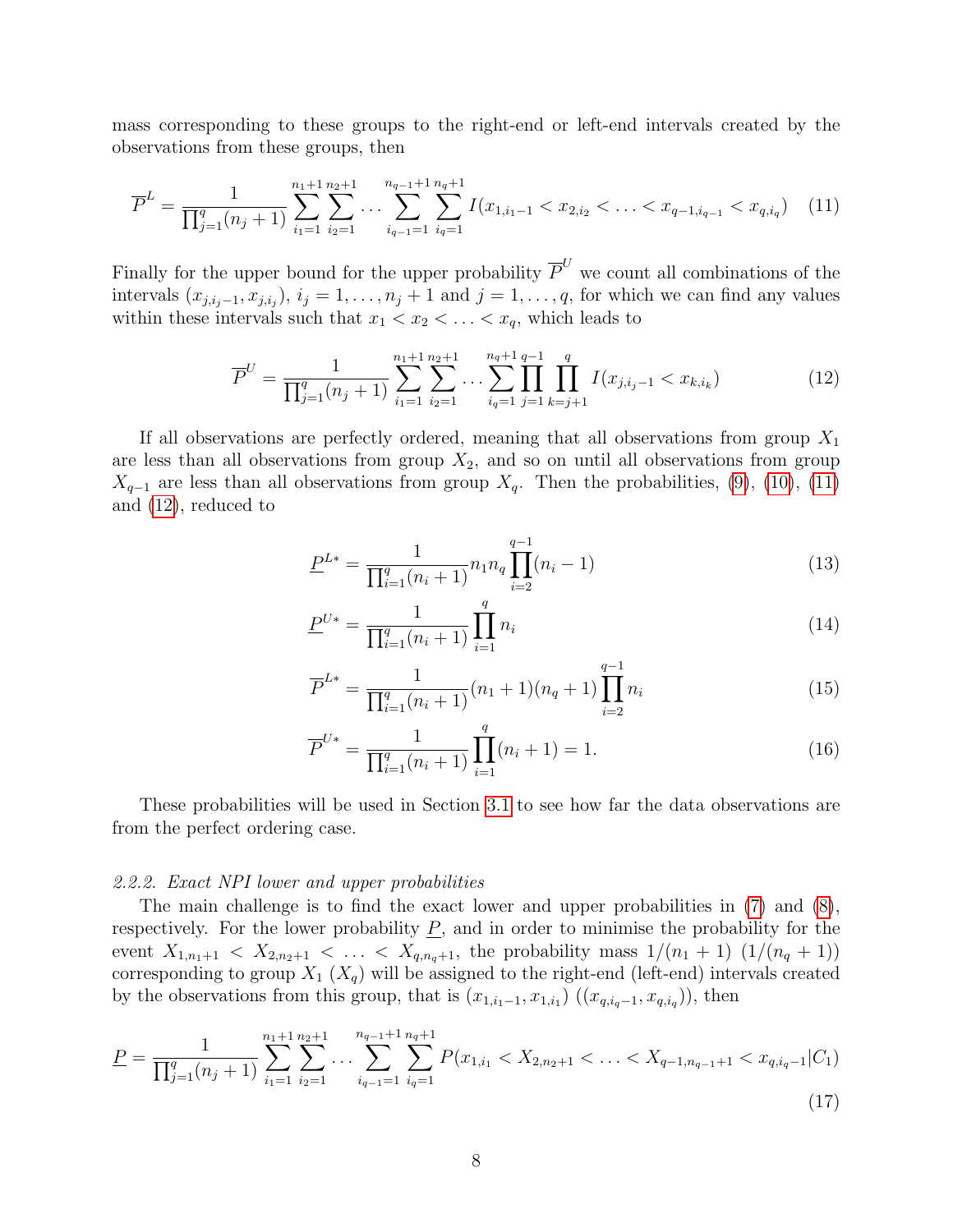mass corresponding to these groups to the right-end or left-end intervals created by the observations from these groups, then

$$\overline{P}^L = \frac{1}{\prod_{j=1}^{q}(n_j+1)} \sum_{i_1=1}^{n_1+1} \sum_{i_2=1}^{n_2+1} \cdots \sum_{i_{q-1}=1}^{n_{q-1}+1} \sum_{i_q=1}^{n_q+1} I(x_{1,i_1-1} < x_{2,i_2} < \ldots < x_{q-1,i_{q-1}} < x_{q,i_q}) \quad (11)$$

Finally for the upper bound for the upper probability $\overline{P}^U$ we count all combinations of the intervals $(x_{j,i_j-1}, x_{j,i_j})$, $i_j = 1, \ldots, n_j+1$ and $j = 1, \ldots, q$, for which we can find any values within these intervals such that $x_1 < x_2 < \ldots < x_q$, which leads to

$$\overline{P}^U = \frac{1}{\prod_{j=1}^{q}(n_j+1)} \sum_{i_1=1}^{n_1+1} \sum_{i_2=1}^{n_2+1} \cdots \sum_{i_q=1}^{n_q+1} \prod_{j=1}^{q-1} \prod_{k=j+1}^{q} I(x_{j,i_j-1} < x_{k,i_k}) \quad (12)$$

If all observations are perfectly ordered, meaning that all observations from group $X_1$ are less than all observations from group $X_2$, and so on until all observations from group $X_{q-1}$ are less than all observations from group $X_q$. Then the probabilities, (9), (10), (11) and (12), reduced to

$$\underline{P}^{L*} = \frac{1}{\prod_{i=1}^{q}(n_i+1)} n_1 n_q \prod_{i=2}^{q-1}(n_i - 1) \quad (13)$$

$$\underline{P}^{U*} = \frac{1}{\prod_{i=1}^{q}(n_i+1)} \prod_{i=1}^{q} n_i \quad (14)$$

$$\overline{P}^{L*} = \frac{1}{\prod_{i=1}^{q}(n_i+1)} (n_1+1)(n_q+1) \prod_{i=2}^{q-1} n_i \quad (15)$$

$$\overline{P}^{U*} = \frac{1}{\prod_{i=1}^{q}(n_i+1)} \prod_{i=1}^{q}(n_i+1) = 1. \quad (16)$$

These probabilities will be used in Section 3.1 to see how far the data observations are from the perfect ordering case.

### 2.2.2. *Exact NPI lower and upper probabilities*

The main challenge is to find the exact lower and upper probabilities in (7) and (8), respectively. For the lower probability $\underline{P}$, and in order to minimise the probability for the event $X_{1,n_1+1} < X_{2,n_2+1} < \ldots < X_{q,n_q+1}$, the probability mass $1/(n_1+1)$ $(1/(n_q+1))$ corresponding to group $X_1$ $(X_q)$ will be assigned to the right-end (left-end) intervals created by the observations from this group, that is $(x_{1,i_1-1}, x_{1,i_1})$ $((x_{q,i_q-1}, x_{q,i_q}))$, then

$$\underline{P} = \frac{1}{\prod_{j=1}^{q}(n_j+1)} \sum_{i_1=1}^{n_1+1} \sum_{i_2=1}^{n_2+1} \cdots \sum_{i_{q-1}=1}^{n_{q-1}+1} \sum_{i_q=1}^{n_q+1} P(x_{1,i_1} < X_{2,n_2+1} < \ldots < X_{q-1,n_{q-1}+1} < x_{q,i_q-1} | C_1) \quad (17)$$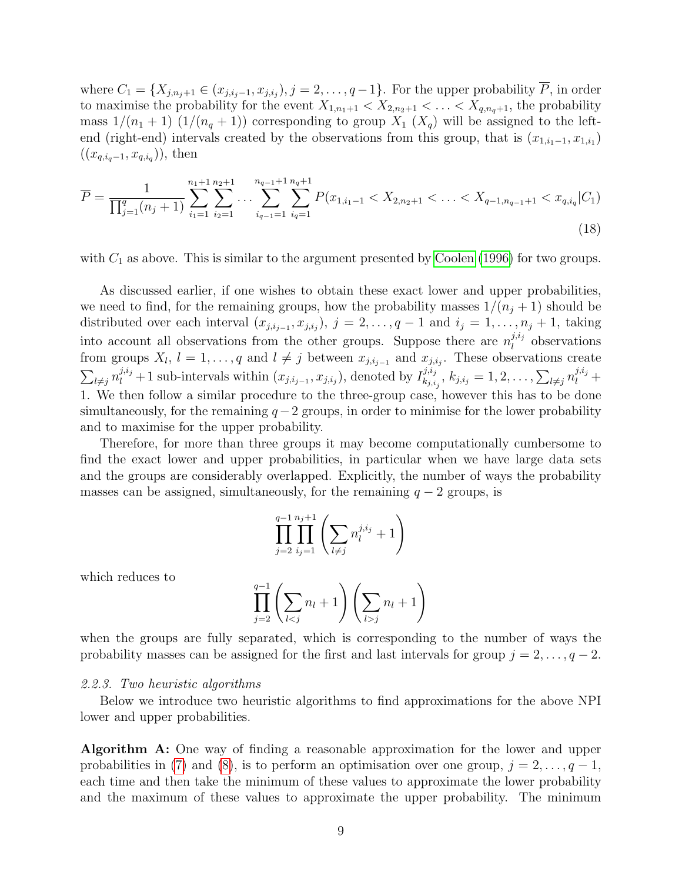where $C_1 = \{X_{j,n_j+1} \in (x_{j,i_j-1}, x_{j,i_j}), j = 2, \ldots, q-1\}$. For the upper probability $\overline{P}$, in order to maximise the probability for the event $X_{1,n_1+1} < X_{2,n_2+1} < \ldots < X_{q,n_q+1}$, the probability mass $1/(n_1+1)$ $(1/(n_q+1))$ corresponding to group $X_1$ $(X_q)$ will be assigned to the left-end (right-end) intervals created by the observations from this group, that is $(x_{1,i_1-1}, x_{1,i_1})$ $((x_{q,i_q-1}, x_{q,i_q}))$, then

$$\overline{P} = \frac{1}{\prod_{j=1}^{q}(n_j+1)} \sum_{i_1=1}^{n_1+1} \sum_{i_2=1}^{n_2+1} \cdots \sum_{i_{q-1}=1}^{n_{q-1}+1} \sum_{i_q=1}^{n_q+1} P(x_{1,i_1-1} < X_{2,n_2+1} < \ldots < X_{q-1,n_{q-1}+1} < x_{q,i_q} | C_1) \tag{18}$$

with $C_1$ as above. This is similar to the argument presented by Coolen (1996) for two groups.

As discussed earlier, if one wishes to obtain these exact lower and upper probabilities, we need to find, for the remaining groups, how the probability masses $1/(n_j+1)$ should be distributed over each interval $(x_{j,i_{j-1}}, x_{j,i_j})$, $j = 2, \ldots, q-1$ and $i_j = 1, \ldots, n_j+1$, taking into account all observations from the other groups. Suppose there are $n_l^{j,i_j}$ observations from groups $X_l$, $l = 1, \ldots, q$ and $l \neq j$ between $x_{j,i_{j-1}}$ and $x_{j,i_j}$. These observations create $\sum_{l \neq j} n_l^{j,i_j} + 1$ sub-intervals within $(x_{j,i_{j-1}}, x_{j,i_j})$, denoted by $I_{k_{j,i_j}}^{j,i_j}$, $k_{j,i_j} = 1, 2, \ldots, \sum_{l \neq j} n_l^{j,i_j} + 1$. We then follow a similar procedure to the three-group case, however this has to be done simultaneously, for the remaining $q-2$ groups, in order to minimise for the lower probability and to maximise for the upper probability.

Therefore, for more than three groups it may become computationally cumbersome to find the exact lower and upper probabilities, in particular when we have large data sets and the groups are considerably overlapped. Explicitly, the number of ways the probability masses can be assigned, simultaneously, for the remaining $q-2$ groups, is

$$\prod_{j=2}^{q-1} \prod_{i_j=1}^{n_j+1} \left( \sum_{l \neq j} n_l^{j,i_j} + 1 \right)$$

which reduces to

$$\prod_{j=2}^{q-1} \left( \sum_{l<j} n_l + 1 \right) \left( \sum_{l>j} n_l + 1 \right)$$

when the groups are fully separated, which is corresponding to the number of ways the probability masses can be assigned for the first and last intervals for group $j = 2, \ldots, q-2$.

### *2.2.3. Two heuristic algorithms*

Below we introduce two heuristic algorithms to find approximations for the above NPI lower and upper probabilities.

**Algorithm A:** One way of finding a reasonable approximation for the lower and upper probabilities in (7) and (8), is to perform an optimisation over one group, $j = 2, \ldots, q-1$, each time and then take the minimum of these values to approximate the lower probability and the maximum of these values to approximate the upper probability. The minimum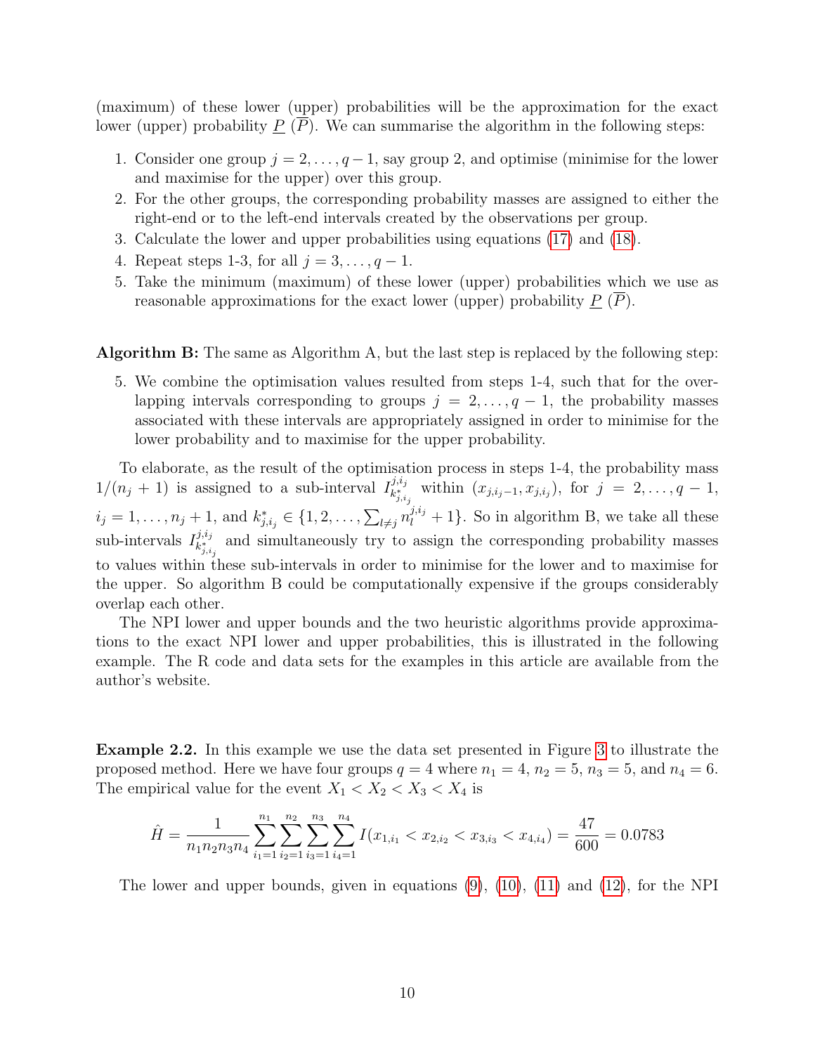(maximum) of these lower (upper) probabilities will be the approximation for the exact lower (upper) probability $\underline{P}$ ($\overline{P}$). We can summarise the algorithm in the following steps:

1. Consider one group $j = 2, \ldots, q-1$, say group 2, and optimise (minimise for the lower and maximise for the upper) over this group.
2. For the other groups, the corresponding probability masses are assigned to either the right-end or to the left-end intervals created by the observations per group.
3. Calculate the lower and upper probabilities using equations (17) and (18).
4. Repeat steps 1-3, for all $j = 3, \ldots, q-1$.
5. Take the minimum (maximum) of these lower (upper) probabilities which we use as reasonable approximations for the exact lower (upper) probability $\underline{P}$ ($\overline{P}$).

**Algorithm B:** The same as Algorithm A, but the last step is replaced by the following step:

5. We combine the optimisation values resulted from steps 1-4, such that for the overlapping intervals corresponding to groups $j = 2, \ldots, q-1$, the probability masses associated with these intervals are appropriately assigned in order to minimise for the lower probability and to maximise for the upper probability.

To elaborate, as the result of the optimisation process in steps 1-4, the probability mass $1/(n_j + 1)$ is assigned to a sub-interval $I^{j,i_j}_{k^*_{j,i_j}}$ within $(x_{j,i_j-1}, x_{j,i_j})$, for $j = 2, \ldots, q-1$, $i_j = 1, \ldots, n_j + 1$, and $k^*_{j,i_j} \in \{1, 2, \ldots, \sum_{l \neq j} n_l^{j,i_j} + 1\}$. So in algorithm B, we take all these sub-intervals $I^{j,i_j}_{k^*_{j,i_j}}$ and simultaneously try to assign the corresponding probability masses to values within these sub-intervals in order to minimise for the lower and to maximise for the upper. So algorithm B could be computationally expensive if the groups considerably overlap each other.

The NPI lower and upper bounds and the two heuristic algorithms provide approximations to the exact NPI lower and upper probabilities, this is illustrated in the following example. The R code and data sets for the examples in this article are available from the author's website.

**Example 2.2.** In this example we use the data set presented in Figure 3 to illustrate the proposed method. Here we have four groups $q = 4$ where $n_1 = 4$, $n_2 = 5$, $n_3 = 5$, and $n_4 = 6$. The empirical value for the event $X_1 < X_2 < X_3 < X_4$ is

$$\hat{H} = \frac{1}{n_1 n_2 n_3 n_4} \sum_{i_1=1}^{n_1} \sum_{i_2=1}^{n_2} \sum_{i_3=1}^{n_3} \sum_{i_4=1}^{n_4} I(x_{1,i_1} < x_{2,i_2} < x_{3,i_3} < x_{4,i_4}) = \frac{47}{600} = 0.0783$$

The lower and upper bounds, given in equations (9), (10), (11) and (12), for the NPI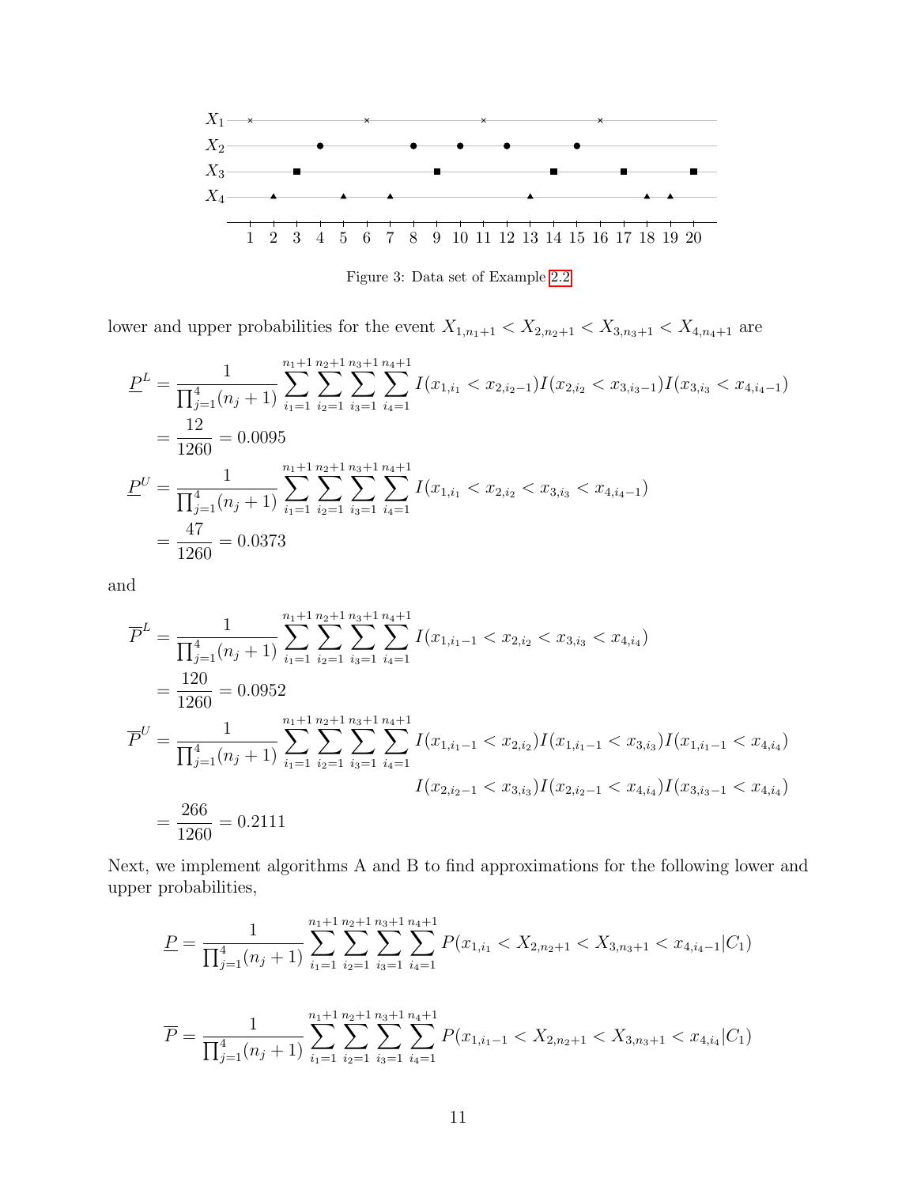Figure 3: Data set of Example 2.2

lower and upper probabilities for the event $X_{1,n_1+1} < X_{2,n_2+1} < X_{3,n_3+1} < X_{4,n_4+1}$ are

$$\underline{P}^L = \frac{1}{\prod_{j=1}^{4}(n_j+1)} \sum_{i_1=1}^{n_1+1} \sum_{i_2=1}^{n_2+1} \sum_{i_3=1}^{n_3+1} \sum_{i_4=1}^{n_4+1} I(x_{1,i_1} < x_{2,i_2-1}) I(x_{2,i_2} < x_{3,i_3-1}) I(x_{3,i_3} < x_{4,i_4-1})$$
$$= \frac{12}{1260} = 0.0095$$

$$\underline{P}^U = \frac{1}{\prod_{j=1}^{4}(n_j+1)} \sum_{i_1=1}^{n_1+1} \sum_{i_2=1}^{n_2+1} \sum_{i_3=1}^{n_3+1} \sum_{i_4=1}^{n_4+1} I(x_{1,i_1} < x_{2,i_2} < x_{3,i_3} < x_{4,i_4-1})$$
$$= \frac{47}{1260} = 0.0373$$

and

$$\overline{P}^L = \frac{1}{\prod_{j=1}^{4}(n_j+1)} \sum_{i_1=1}^{n_1+1} \sum_{i_2=1}^{n_2+1} \sum_{i_3=1}^{n_3+1} \sum_{i_4=1}^{n_4+1} I(x_{1,i_1-1} < x_{2,i_2} < x_{3,i_3} < x_{4,i_4})$$
$$= \frac{120}{1260} = 0.0952$$

$$\overline{P}^U = \frac{1}{\prod_{j=1}^{4}(n_j+1)} \sum_{i_1=1}^{n_1+1} \sum_{i_2=1}^{n_2+1} \sum_{i_3=1}^{n_3+1} \sum_{i_4=1}^{n_4+1} I(x_{1,i_1-1} < x_{2,i_2}) I(x_{1,i_1-1} < x_{3,i_3}) I(x_{1,i_1-1} < x_{4,i_4})$$
$$I(x_{2,i_2-1} < x_{3,i_3}) I(x_{2,i_2-1} < x_{4,i_4}) I(x_{3,i_3-1} < x_{4,i_4})$$
$$= \frac{266}{1260} = 0.2111$$

Next, we implement algorithms A and B to find approximations for the following lower and upper probabilities,

$$\underline{P} = \frac{1}{\prod_{j=1}^{4}(n_j+1)} \sum_{i_1=1}^{n_1+1} \sum_{i_2=1}^{n_2+1} \sum_{i_3=1}^{n_3+1} \sum_{i_4=1}^{n_4+1} P(x_{1,i_1} < X_{2,n_2+1} < X_{3,n_3+1} < x_{4,i_4-1} | C_1)$$

$$\overline{P} = \frac{1}{\prod_{j=1}^{4}(n_j+1)} \sum_{i_1=1}^{n_1+1} \sum_{i_2=1}^{n_2+1} \sum_{i_3=1}^{n_3+1} \sum_{i_4=1}^{n_4+1} P(x_{1,i_1-1} < X_{2,n_2+1} < X_{3,n_3+1} < x_{4,i_4} | C_1)$$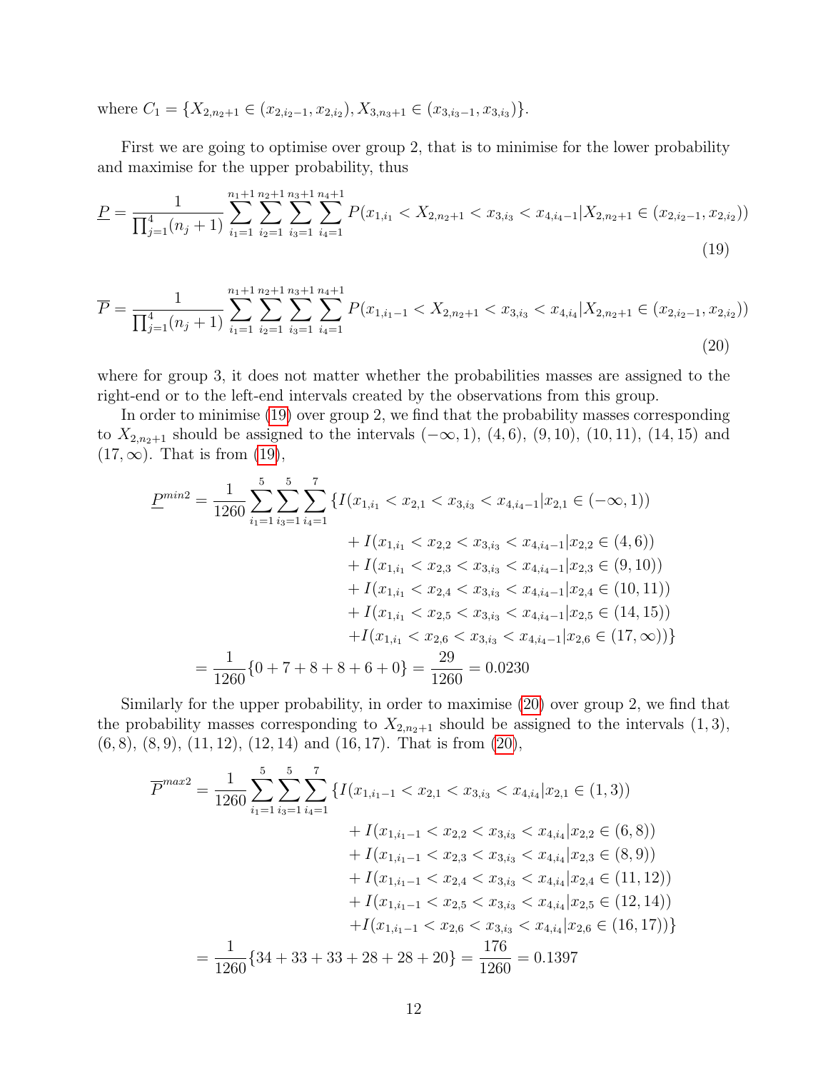where $C_1 = \{X_{2,n_2+1} \in (x_{2,i_2-1}, x_{2,i_2}), X_{3,n_3+1} \in (x_{3,i_3-1}, x_{3,i_3})\}$.

First we are going to optimise over group 2, that is to minimise for the lower probability and maximise for the upper probability, thus

$$\underline{P} = \frac{1}{\prod_{j=1}^{4}(n_j+1)} \sum_{i_1=1}^{n_1+1} \sum_{i_2=1}^{n_2+1} \sum_{i_3=1}^{n_3+1} \sum_{i_4=1}^{n_4+1} P(x_{1,i_1} < X_{2,n_2+1} < x_{3,i_3} < x_{4,i_4-1} | X_{2,n_2+1} \in (x_{2,i_2-1}, x_{2,i_2})) \tag{19}$$

$$\overline{P} = \frac{1}{\prod_{j=1}^{4}(n_j+1)} \sum_{i_1=1}^{n_1+1} \sum_{i_2=1}^{n_2+1} \sum_{i_3=1}^{n_3+1} \sum_{i_4=1}^{n_4+1} P(x_{1,i_1-1} < X_{2,n_2+1} < x_{3,i_3} < x_{4,i_4} | X_{2,n_2+1} \in (x_{2,i_2-1}, x_{2,i_2})) \tag{20}$$

where for group 3, it does not matter whether the probabilities masses are assigned to the right-end or to the left-end intervals created by the observations from this group.

In order to minimise (19) over group 2, we find that the probability masses corresponding to $X_{2,n_2+1}$ should be assigned to the intervals $(-\infty, 1)$, $(4, 6)$, $(9, 10)$, $(10, 11)$, $(14, 15)$ and $(17, \infty)$. That is from (19),

$$\begin{aligned}
\underline{P}^{min2} = \frac{1}{1260} \sum_{i_1=1}^{5} \sum_{i_3=1}^{5} \sum_{i_4=1}^{7} \{ & I(x_{1,i_1} < x_{2,1} < x_{3,i_3} < x_{4,i_4-1} | x_{2,1} \in (-\infty, 1)) \\
& + I(x_{1,i_1} < x_{2,2} < x_{3,i_3} < x_{4,i_4-1} | x_{2,2} \in (4, 6)) \\
& + I(x_{1,i_1} < x_{2,3} < x_{3,i_3} < x_{4,i_4-1} | x_{2,3} \in (9, 10)) \\
& + I(x_{1,i_1} < x_{2,4} < x_{3,i_3} < x_{4,i_4-1} | x_{2,4} \in (10, 11)) \\
& + I(x_{1,i_1} < x_{2,5} < x_{3,i_3} < x_{4,i_4-1} | x_{2,5} \in (14, 15)) \\
& + I(x_{1,i_1} < x_{2,6} < x_{3,i_3} < x_{4,i_4-1} | x_{2,6} \in (17, \infty)) \} \\
= \frac{1}{1260} \{0 + 7 + 8 + 8 + 6 + 0\} = \frac{29}{1260} = 0.0230 &
\end{aligned}$$

Similarly for the upper probability, in order to maximise (20) over group 2, we find that the probability masses corresponding to $X_{2,n_2+1}$ should be assigned to the intervals $(1, 3)$, $(6, 8)$, $(8, 9)$, $(11, 12)$, $(12, 14)$ and $(16, 17)$. That is from (20),

$$\begin{aligned}
\overline{P}^{max2} = \frac{1}{1260} \sum_{i_1=1}^{5} \sum_{i_3=1}^{5} \sum_{i_4=1}^{7} \{ & I(x_{1,i_1-1} < x_{2,1} < x_{3,i_3} < x_{4,i_4} | x_{2,1} \in (1, 3)) \\
& + I(x_{1,i_1-1} < x_{2,2} < x_{3,i_3} < x_{4,i_4} | x_{2,2} \in (6, 8)) \\
& + I(x_{1,i_1-1} < x_{2,3} < x_{3,i_3} < x_{4,i_4} | x_{2,3} \in (8, 9)) \\
& + I(x_{1,i_1-1} < x_{2,4} < x_{3,i_3} < x_{4,i_4} | x_{2,4} \in (11, 12)) \\
& + I(x_{1,i_1-1} < x_{2,5} < x_{3,i_3} < x_{4,i_4} | x_{2,5} \in (12, 14)) \\
& + I(x_{1,i_1-1} < x_{2,6} < x_{3,i_3} < x_{4,i_4} | x_{2,6} \in (16, 17)) \} \\
= \frac{1}{1260} \{34 + 33 + 33 + 28 + 28 + 20\} = \frac{176}{1260} = 0.1397 &
\end{aligned}$$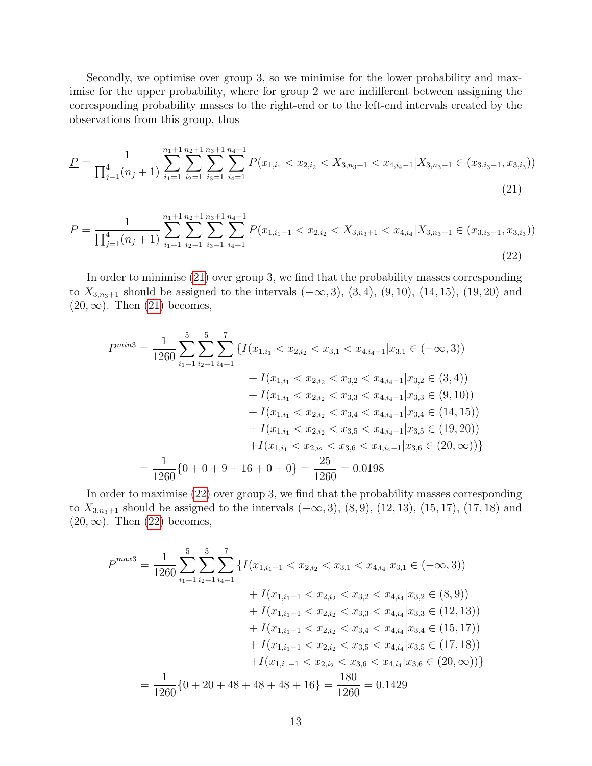Secondly, we optimise over group 3, so we minimise for the lower probability and maximise for the upper probability, where for group 2 we are indifferent between assigning the corresponding probability masses to the right-end or to the left-end intervals created by the observations from this group, thus

$$\underline{P} = \frac{1}{\prod_{j=1}^{4}(n_j+1)} \sum_{i_1=1}^{n_1+1} \sum_{i_2=1}^{n_2+1} \sum_{i_3=1}^{n_3+1} \sum_{i_4=1}^{n_4+1} P(x_{1,i_1} < x_{2,i_2} < X_{3,n_3+1} < x_{4,i_4-1} | X_{3,n_3+1} \in (x_{3,i_3-1}, x_{3,i_3})) \tag{21}$$

$$\overline{P} = \frac{1}{\prod_{j=1}^{4}(n_j+1)} \sum_{i_1=1}^{n_1+1} \sum_{i_2=1}^{n_2+1} \sum_{i_3=1}^{n_3+1} \sum_{i_4=1}^{n_4+1} P(x_{1,i_1-1} < x_{2,i_2} < X_{3,n_3+1} < x_{4,i_4} | X_{3,n_3+1} \in (x_{3,i_3-1}, x_{3,i_3})) \tag{22}$$

In order to minimise (21) over group 3, we find that the probability masses corresponding to $X_{3,n_3+1}$ should be assigned to the intervals $(-\infty, 3)$, $(3, 4)$, $(9, 10)$, $(14, 15)$, $(19, 20)$ and $(20, \infty)$. Then (21) becomes,

$$\begin{aligned}
\underline{P}^{min3} = \frac{1}{1260} \sum_{i_1=1}^{5} \sum_{i_2=1}^{5} \sum_{i_4=1}^{7} \{ & I(x_{1,i_1} < x_{2,i_2} < x_{3,1} < x_{4,i_4-1} | x_{3,1} \in (-\infty, 3)) \\
& + I(x_{1,i_1} < x_{2,i_2} < x_{3,2} < x_{4,i_4-1} | x_{3,2} \in (3, 4)) \\
& + I(x_{1,i_1} < x_{2,i_2} < x_{3,3} < x_{4,i_4-1} | x_{3,3} \in (9, 10)) \\
& + I(x_{1,i_1} < x_{2,i_2} < x_{3,4} < x_{4,i_4-1} | x_{3,4} \in (14, 15)) \\
& + I(x_{1,i_1} < x_{2,i_2} < x_{3,5} < x_{4,i_4-1} | x_{3,5} \in (19, 20)) \\
& + I(x_{1,i_1} < x_{2,i_2} < x_{3,6} < x_{4,i_4-1} | x_{3,6} \in (20, \infty)) \} \\
= \frac{1}{1260} \{0 + 0 + 9 + 16 + 0 + 0\} = \frac{25}{1260} = 0.0198 &
\end{aligned}$$

In order to maximise (22) over group 3, we find that the probability masses corresponding to $X_{3,n_3+1}$ should be assigned to the intervals $(-\infty, 3)$, $(8, 9)$, $(12, 13)$, $(15, 17)$, $(17, 18)$ and $(20, \infty)$. Then (22) becomes,

$$\begin{aligned}
\overline{P}^{max3} = \frac{1}{1260} \sum_{i_1=1}^{5} \sum_{i_2=1}^{5} \sum_{i_4=1}^{7} \{ & I(x_{1,i_1-1} < x_{2,i_2} < x_{3,1} < x_{4,i_4} | x_{3,1} \in (-\infty, 3)) \\
& + I(x_{1,i_1-1} < x_{2,i_2} < x_{3,2} < x_{4,i_4} | x_{3,2} \in (8, 9)) \\
& + I(x_{1,i_1-1} < x_{2,i_2} < x_{3,3} < x_{4,i_4} | x_{3,3} \in (12, 13)) \\
& + I(x_{1,i_1-1} < x_{2,i_2} < x_{3,4} < x_{4,i_4} | x_{3,4} \in (15, 17)) \\
& + I(x_{1,i_1-1} < x_{2,i_2} < x_{3,5} < x_{4,i_4} | x_{3,5} \in (17, 18)) \\
& + I(x_{1,i_1-1} < x_{2,i_2} < x_{3,6} < x_{4,i_4} | x_{3,6} \in (20, \infty)) \} \\
= \frac{1}{1260} \{0 + 20 + 48 + 48 + 48 + 16\} = \frac{180}{1260} = 0.1429 &
\end{aligned}$$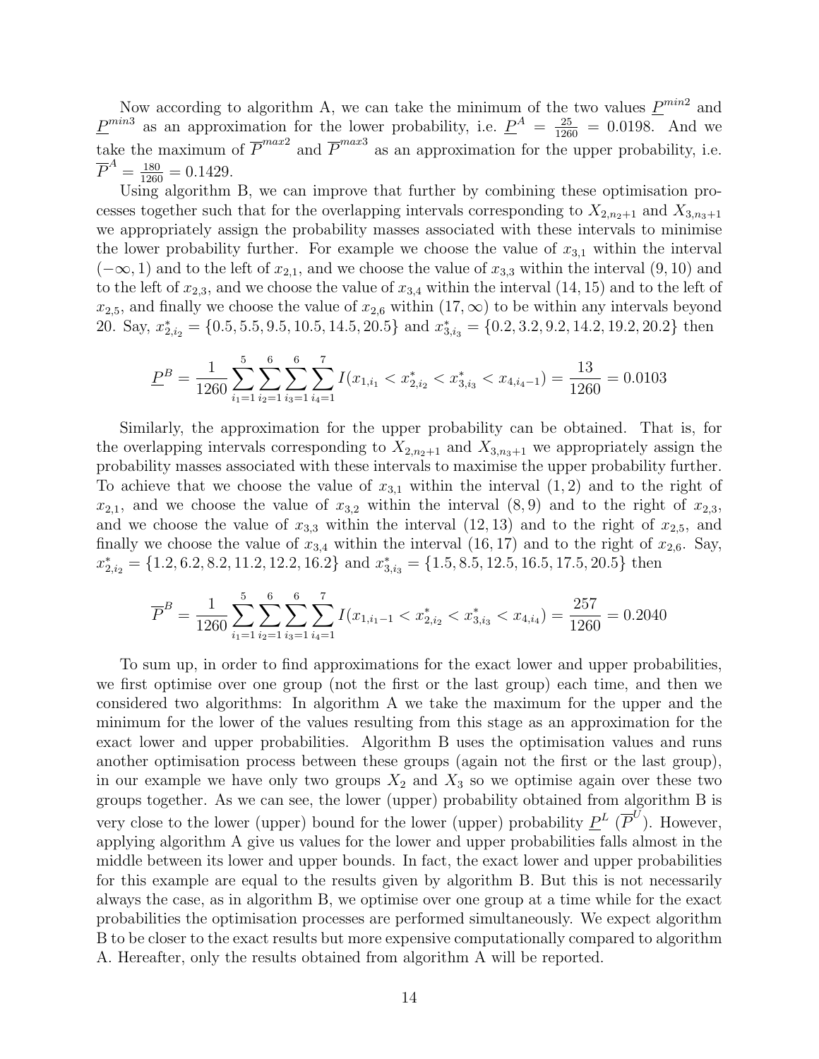Now according to algorithm A, we can take the minimum of the two values $\underline{P}^{min2}$ and $\underline{P}^{min3}$ as an approximation for the lower probability, i.e. $\underline{P}^A = \frac{25}{1260} = 0.0198$. And we take the maximum of $\overline{P}^{max2}$ and $\overline{P}^{max3}$ as an approximation for the upper probability, i.e. $\overline{P}^A = \frac{180}{1260} = 0.1429$.

Using algorithm B, we can improve that further by combining these optimisation processes together such that for the overlapping intervals corresponding to $X_{2,n_2+1}$ and $X_{3,n_3+1}$ we appropriately assign the probability masses associated with these intervals to minimise the lower probability further. For example we choose the value of $x_{3,1}$ within the interval $(-\infty, 1)$ and to the left of $x_{2,1}$, and we choose the value of $x_{3,3}$ within the interval $(9, 10)$ and to the left of $x_{2,3}$, and we choose the value of $x_{3,4}$ within the interval $(14, 15)$ and to the left of $x_{2,5}$, and finally we choose the value of $x_{2,6}$ within $(17, \infty)$ to be within any intervals beyond 20. Say, $x^*_{2,i_2} = \{0.5, 5.5, 9.5, 10.5, 14.5, 20.5\}$ and $x^*_{3,i_3} = \{0.2, 3.2, 9.2, 14.2, 19.2, 20.2\}$ then

$$\underline{P}^B = \frac{1}{1260} \sum_{i_1=1}^{5} \sum_{i_2=1}^{6} \sum_{i_3=1}^{6} \sum_{i_4=1}^{7} I(x_{1,i_1} < x^*_{2,i_2} < x^*_{3,i_3} < x_{4,i_4-1}) = \frac{13}{1260} = 0.0103$$

Similarly, the approximation for the upper probability can be obtained. That is, for the overlapping intervals corresponding to $X_{2,n_2+1}$ and $X_{3,n_3+1}$ we appropriately assign the probability masses associated with these intervals to maximise the upper probability further. To achieve that we choose the value of $x_{3,1}$ within the interval $(1, 2)$ and to the right of $x_{2,1}$, and we choose the value of $x_{3,2}$ within the interval $(8, 9)$ and to the right of $x_{2,3}$, and we choose the value of $x_{3,3}$ within the interval $(12, 13)$ and to the right of $x_{2,5}$, and finally we choose the value of $x_{3,4}$ within the interval $(16, 17)$ and to the right of $x_{2,6}$. Say, $x^*_{2,i_2} = \{1.2, 6.2, 8.2, 11.2, 12.2, 16.2\}$ and $x^*_{3,i_3} = \{1.5, 8.5, 12.5, 16.5, 17.5, 20.5\}$ then

$$\overline{P}^B = \frac{1}{1260} \sum_{i_1=1}^{5} \sum_{i_2=1}^{6} \sum_{i_3=1}^{6} \sum_{i_4=1}^{7} I(x_{1,i_1-1} < x^*_{2,i_2} < x^*_{3,i_3} < x_{4,i_4}) = \frac{257}{1260} = 0.2040$$

To sum up, in order to find approximations for the exact lower and upper probabilities, we first optimise over one group (not the first or the last group) each time, and then we considered two algorithms: In algorithm A we take the maximum for the upper and the minimum for the lower of the values resulting from this stage as an approximation for the exact lower and upper probabilities. Algorithm B uses the optimisation values and runs another optimisation process between these groups (again not the first or the last group), in our example we have only two groups $X_2$ and $X_3$ so we optimise again over these two groups together. As we can see, the lower (upper) probability obtained from algorithm B is very close to the lower (upper) bound for the lower (upper) probability $\underline{P}^L$ ($\overline{P}^U$). However, applying algorithm A give us values for the lower and upper probabilities falls almost in the middle between its lower and upper bounds. In fact, the exact lower and upper probabilities for this example are equal to the results given by algorithm B. But this is not necessarily always the case, as in algorithm B, we optimise over one group at a time while for the exact probabilities the optimisation processes are performed simultaneously. We expect algorithm B to be closer to the exact results but more expensive computationally compared to algorithm A. Hereafter, only the results obtained from algorithm A will be reported.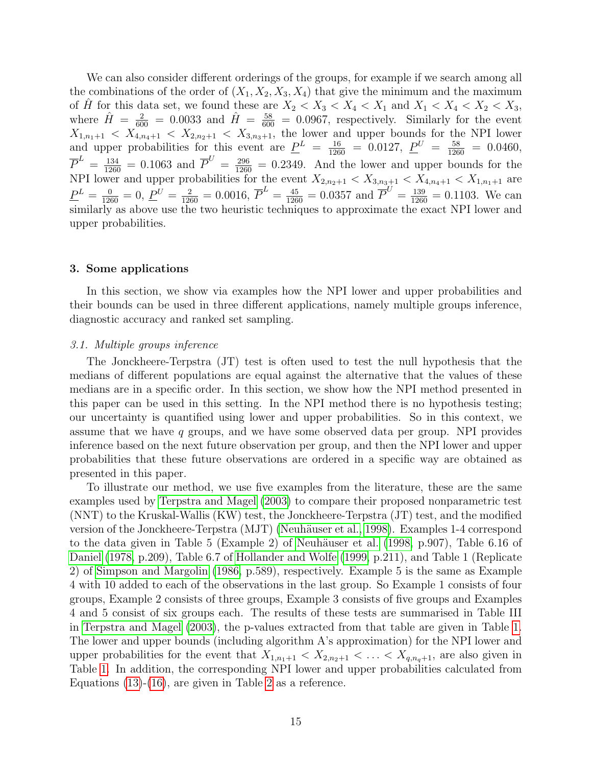We can also consider different orderings of the groups, for example if we search among all the combinations of the order of $(X_1, X_2, X_3, X_4)$ that give the minimum and the maximum of $\hat{H}$ for this data set, we found these are $X_2 < X_3 < X_4 < X_1$ and $X_1 < X_4 < X_2 < X_3$, where $\hat{H} = \frac{2}{600} = 0.0033$ and $\hat{H} = \frac{58}{600} = 0.0967$, respectively. Similarly for the event $X_{1,n_1+1} < X_{4,n_4+1} < X_{2,n_2+1} < X_{3,n_3+1}$, the lower and upper bounds for the NPI lower and upper probabilities for this event are $\underline{P}^L = \frac{16}{1260} = 0.0127$, $\underline{P}^U = \frac{58}{1260} = 0.0460$, $\overline{P}^L = \frac{134}{1260} = 0.1063$ and $\overline{P}^U = \frac{296}{1260} = 0.2349$. And the lower and upper bounds for the NPI lower and upper probabilities for the event $X_{2,n_2+1} < X_{3,n_3+1} < X_{4,n_4+1} < X_{1,n_1+1}$ are $\underline{P}^L = \frac{0}{1260} = 0$, $\underline{P}^U = \frac{2}{1260} = 0.0016$, $\overline{P}^L = \frac{45}{1260} = 0.0357$ and $\overline{P}^U = \frac{139}{1260} = 0.1103$. We can similarly as above use the two heuristic techniques to approximate the exact NPI lower and upper probabilities.

## 3. Some applications

In this section, we show via examples how the NPI lower and upper probabilities and their bounds can be used in three different applications, namely multiple groups inference, diagnostic accuracy and ranked set sampling.

### *3.1. Multiple groups inference*

The Jonckheere-Terpstra (JT) test is often used to test the null hypothesis that the medians of different populations are equal against the alternative that the values of these medians are in a specific order. In this section, we show how the NPI method presented in this paper can be used in this setting. In the NPI method there is no hypothesis testing; our uncertainty is quantified using lower and upper probabilities. So in this context, we assume that we have $q$ groups, and we have some observed data per group. NPI provides inference based on the next future observation per group, and then the NPI lower and upper probabilities that these future observations are ordered in a specific way are obtained as presented in this paper.

To illustrate our method, we use five examples from the literature, these are the same examples used by Terpstra and Magel (2003) to compare their proposed nonparametric test (NNT) to the Kruskal-Wallis (KW) test, the Jonckheere-Terpstra (JT) test, and the modified version of the Jonckheere-Terpstra (MJT) (Neuhäuser et al., 1998). Examples 1-4 correspond to the data given in Table 5 (Example 2) of Neuhäuser et al. (1998, p.907), Table 6.16 of Daniel (1978, p.209), Table 6.7 of Hollander and Wolfe (1999, p.211), and Table 1 (Replicate 2) of Simpson and Margolin (1986, p.589), respectively. Example 5 is the same as Example 4 with 10 added to each of the observations in the last group. So Example 1 consists of four groups, Example 2 consists of three groups, Example 3 consists of five groups and Examples 4 and 5 consist of six groups each. The results of these tests are summarised in Table III in Terpstra and Magel (2003), the p-values extracted from that table are given in Table 1. The lower and upper bounds (including algorithm A's approximation) for the NPI lower and upper probabilities for the event that $X_{1,n_1+1} < X_{2,n_2+1} < \ldots < X_{q,n_q+1}$, are also given in Table 1. In addition, the corresponding NPI lower and upper probabilities calculated from Equations (13)-(16), are given in Table 2 as a reference.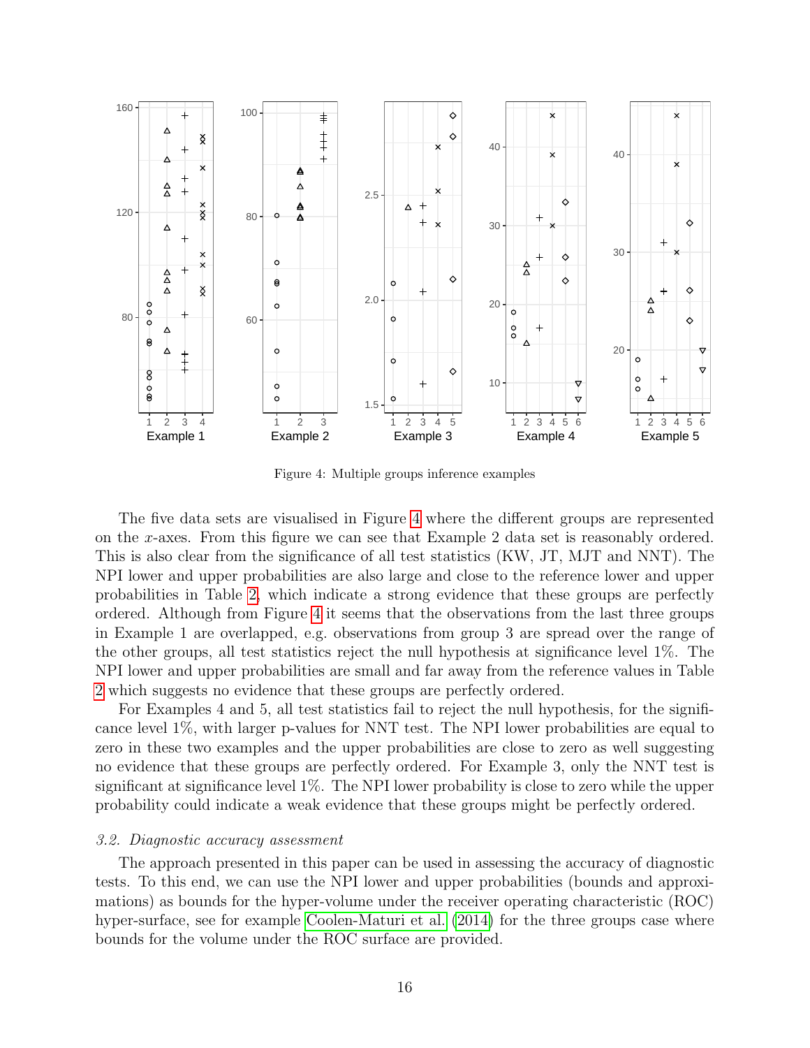Figure 4: Multiple groups inference examples

The five data sets are visualised in Figure 4 where the different groups are represented on the $x$-axes. From this figure we can see that Example 2 data set is reasonably ordered. This is also clear from the significance of all test statistics (KW, JT, MJT and NNT). The NPI lower and upper probabilities are also large and close to the reference lower and upper probabilities in Table 2, which indicate a strong evidence that these groups are perfectly ordered. Although from Figure 4 it seems that the observations from the last three groups in Example 1 are overlapped, e.g. observations from group 3 are spread over the range of the other groups, all test statistics reject the null hypothesis at significance level 1%. The NPI lower and upper probabilities are small and far away from the reference values in Table 2 which suggests no evidence that these groups are perfectly ordered.

For Examples 4 and 5, all test statistics fail to reject the null hypothesis, for the significance level 1%, with larger p-values for NNT test. The NPI lower probabilities are equal to zero in these two examples and the upper probabilities are close to zero as well suggesting no evidence that these groups are perfectly ordered. For Example 3, only the NNT test is significant at significance level 1%. The NPI lower probability is close to zero while the upper probability could indicate a weak evidence that these groups might be perfectly ordered.

### *3.2. Diagnostic accuracy assessment*

The approach presented in this paper can be used in assessing the accuracy of diagnostic tests. To this end, we can use the NPI lower and upper probabilities (bounds and approximations) as bounds for the hyper-volume under the receiver operating characteristic (ROC) hyper-surface, see for example Coolen-Maturi et al. (2014) for the three groups case where bounds for the volume under the ROC surface are provided.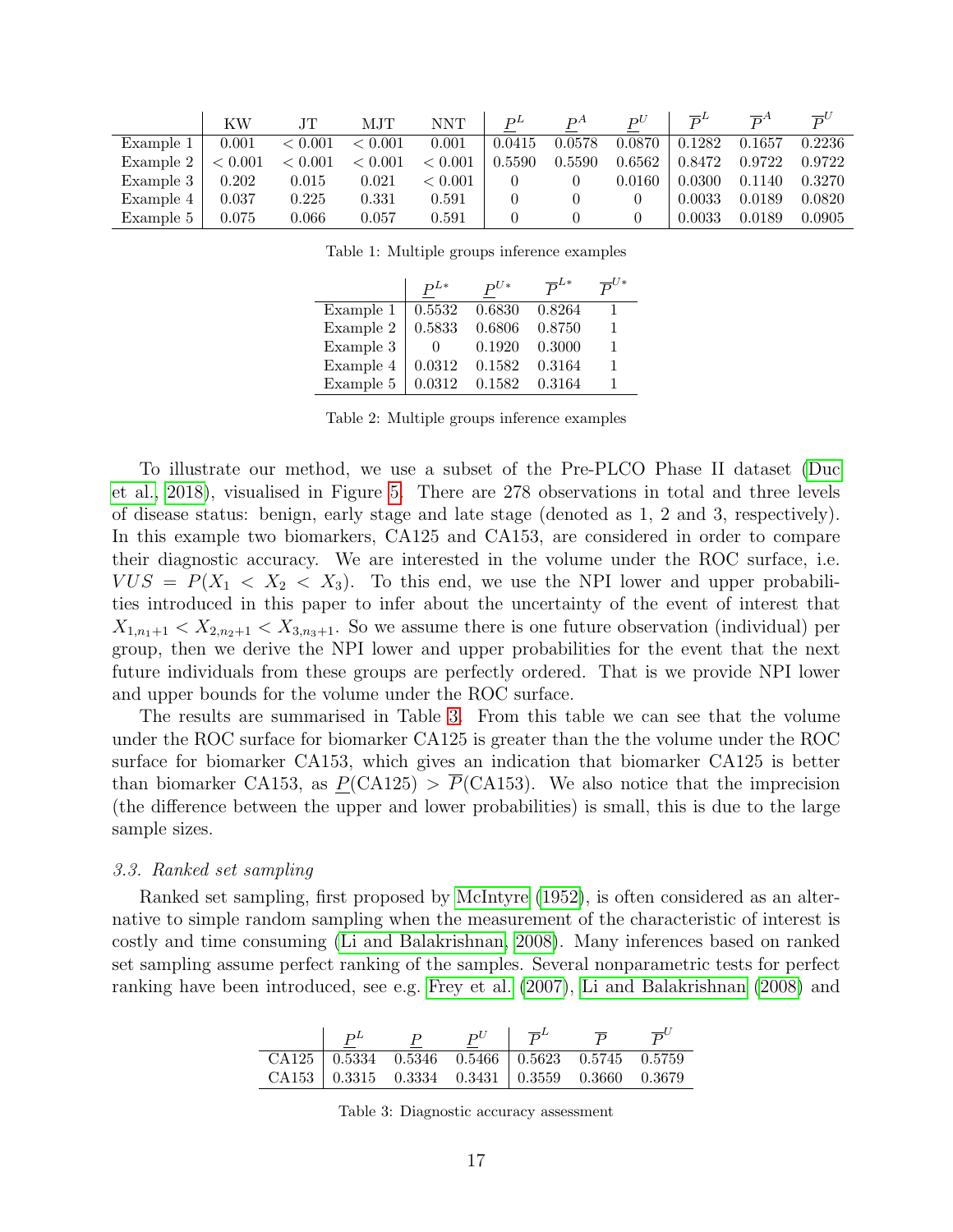| | KW | JT | MJT | NNT | $\underline{P}^L$ | $\underline{P}^A$ | $\underline{P}^U$ | $\overline{P}^L$ | $\overline{P}^A$ | $\overline{P}^U$ |
|---|---|---|---|---|---|---|---|---|---|---|
| Example 1 | 0.001 | $< 0.001$ | $< 0.001$ | 0.001 | 0.0415 | 0.0578 | 0.0870 | 0.1282 | 0.1657 | 0.2236 |
| Example 2 | $< 0.001$ | $< 0.001$ | $< 0.001$ | $< 0.001$ | 0.5590 | 0.5590 | 0.6562 | 0.8472 | 0.9722 | 0.9722 |
| Example 3 | 0.202 | 0.015 | 0.021 | $< 0.001$ | 0 | 0 | 0.0160 | 0.0300 | 0.1140 | 0.3270 |
| Example 4 | 0.037 | 0.225 | 0.331 | 0.591 | 0 | 0 | 0 | 0.0033 | 0.0189 | 0.0820 |
| Example 5 | 0.075 | 0.066 | 0.057 | 0.591 | 0 | 0 | 0 | 0.0033 | 0.0189 | 0.0905 |

Table 1: Multiple groups inference examples

| | $\underline{P}^{L*}$ | $\underline{P}^{U*}$ | $\overline{P}^{L*}$ | $\overline{P}^{U*}$ |
|---|---|---|---|---|
| Example 1 | 0.5532 | 0.6830 | 0.8264 | 1 |
| Example 2 | 0.5833 | 0.6806 | 0.8750 | 1 |
| Example 3 | 0 | 0.1920 | 0.3000 | 1 |
| Example 4 | 0.0312 | 0.1582 | 0.3164 | 1 |
| Example 5 | 0.0312 | 0.1582 | 0.3164 | 1 |

Table 2: Multiple groups inference examples

To illustrate our method, we use a subset of the Pre-PLCO Phase II dataset (Duc et al., 2018), visualised in Figure 5. There are 278 observations in total and three levels of disease status: benign, early stage and late stage (denoted as 1, 2 and 3, respectively). In this example two biomarkers, CA125 and CA153, are considered in order to compare their diagnostic accuracy. We are interested in the volume under the ROC surface, i.e. $VUS = P(X_1 < X_2 < X_3)$. To this end, we use the NPI lower and upper probabilities introduced in this paper to infer about the uncertainty of the event of interest that $X_{1,n_1+1} < X_{2,n_2+1} < X_{3,n_3+1}$. So we assume there is one future observation (individual) per group, then we derive the NPI lower and upper probabilities for the event that the next future individuals from these groups are perfectly ordered. That is we provide NPI lower and upper bounds for the volume under the ROC surface.

The results are summarised in Table 3. From this table we can see that the volume under the ROC surface for biomarker CA125 is greater than the the volume under the ROC surface for biomarker CA153, which gives an indication that biomarker CA125 is better than biomarker CA153, as $\underline{P}(\text{CA125}) > \overline{P}(\text{CA153})$. We also notice that the imprecision (the difference between the upper and lower probabilities) is small, this is due to the large sample sizes.

### *3.3. Ranked set sampling*

Ranked set sampling, first proposed by McIntyre (1952), is often considered as an alternative to simple random sampling when the measurement of the characteristic of interest is costly and time consuming (Li and Balakrishnan, 2008). Many inferences based on ranked set sampling assume perfect ranking of the samples. Several nonparametric tests for perfect ranking have been introduced, see e.g. Frey et al. (2007), Li and Balakrishnan (2008) and

| | $\underline{P}^L$ | $\underline{P}$ | $\underline{P}^U$ | $\overline{P}^L$ | $\overline{P}$ | $\overline{P}^U$ |
|---|---|---|---|---|---|---|
| CA125 | 0.5334 | 0.5346 | 0.5466 | 0.5623 | 0.5745 | 0.5759 |
| CA153 | 0.3315 | 0.3334 | 0.3431 | 0.3559 | 0.3660 | 0.3679 |

Table 3: Diagnostic accuracy assessment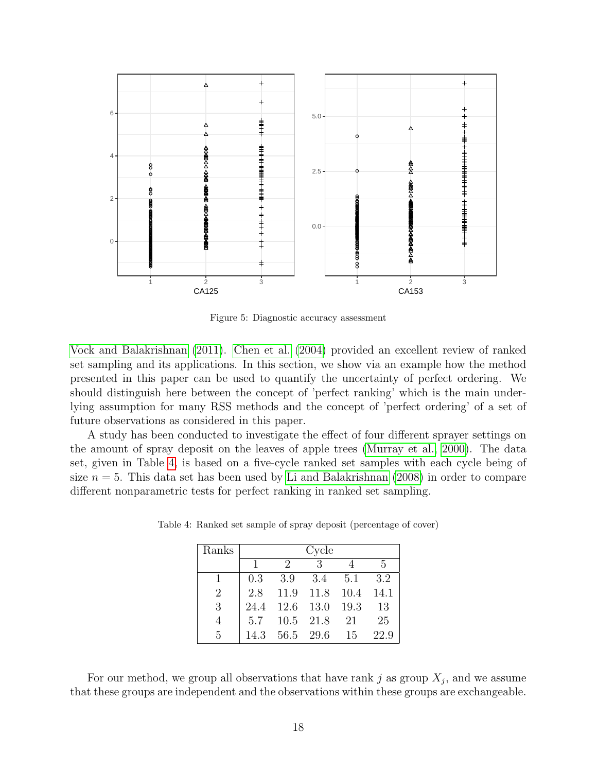Figure 5: Diagnostic accuracy assessment

Vock and Balakrishnan (2011). Chen et al. (2004) provided an excellent review of ranked set sampling and its applications. In this section, we show via an example how the method presented in this paper can be used to quantify the uncertainty of perfect ordering. We should distinguish here between the concept of 'perfect ranking' which is the main underlying assumption for many RSS methods and the concept of 'perfect ordering' of a set of future observations as considered in this paper.

A study has been conducted to investigate the effect of four different sprayer settings on the amount of spray deposit on the leaves of apple trees (Murray et al., 2000). The data set, given in Table 4, is based on a five-cycle ranked set sampling with each cycle being of size $n = 5$. This data set has been used by Li and Balakrishnan (2008) in order to compare different nonparametric tests for perfect ranking in ranked set sampling.

Table 4: Ranked set sample of spray deposit (percentage of cover)

| Ranks | Cycle | | | | |
|---|---|---|---|---|---|
| | 1 | 2 | 3 | 4 | 5 |
| 1 | 0.3 | 3.9 | 3.4 | 5.1 | 3.2 |
| 2 | 2.8 | 11.9 | 11.8 | 10.4 | 14.1 |
| 3 | 24.4 | 12.6 | 13.0 | 19.3 | 13 |
| 4 | 5.7 | 10.5 | 21.8 | 21 | 25 |
| 5 | 14.3 | 56.5 | 29.6 | 15 | 22.9 |

For our method, we group all observations that have rank $j$ as group $X_j$, and we assume that these groups are independent and the observations within these groups are exchangeable.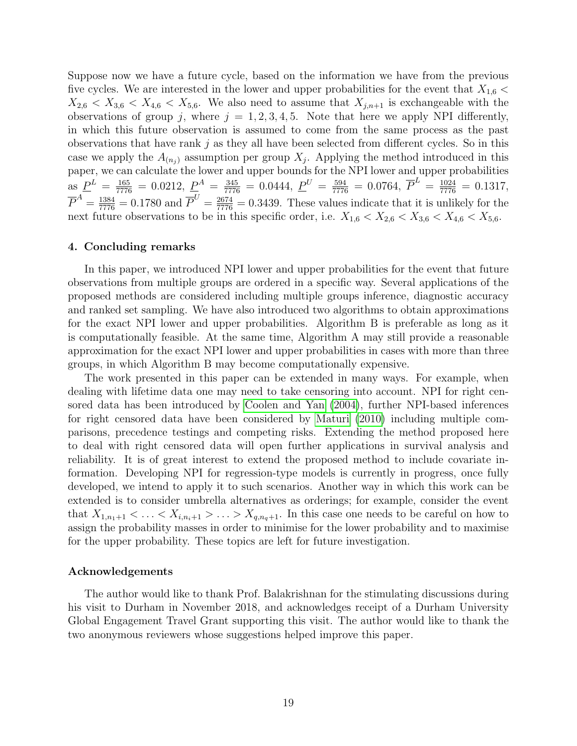Suppose now we have a future cycle, based on the information we have from the previous five cycles. We are interested in the lower and upper probabilities for the event that $X_{1,6} < X_{2,6} < X_{3,6} < X_{4,6} < X_{5,6}$. We also need to assume that $X_{j,n+1}$ is exchangeable with the observations of group $j$, where $j = 1, 2, 3, 4, 5$. Note that here we apply NPI differently, in which this future observation is assumed to come from the same process as the past observations that have rank $j$ as they all have been selected from different cycles. So in this case we apply the $A_{(n_j)}$ assumption per group $X_j$. Applying the method introduced in this paper, we can calculate the lower and upper bounds for the NPI lower and upper probabilities as $\underline{P}^L = \frac{165}{7776} = 0.0212$, $\underline{P}^A = \frac{345}{7776} = 0.0444$, $\underline{P}^U = \frac{594}{7776} = 0.0764$, $\overline{P}^L = \frac{1024}{7776} = 0.1317$, $\overline{P}^A = \frac{1384}{7776} = 0.1780$ and $\overline{P}^U = \frac{2674}{7776} = 0.3439$. These values indicate that it is unlikely for the next future observations to be in this specific order, i.e. $X_{1,6} < X_{2,6} < X_{3,6} < X_{4,6} < X_{5,6}$.

## 4. Concluding remarks

In this paper, we introduced NPI lower and upper probabilities for the event that future observations from multiple groups are ordered in a specific way. Several applications of the proposed methods are considered including multiple groups inference, diagnostic accuracy and ranked set sampling. We have also introduced two algorithms to obtain approximations for the exact NPI lower and upper probabilities. Algorithm B is preferable as long as it is computationally feasible. At the same time, Algorithm A may still provide a reasonable approximation for the exact NPI lower and upper probabilities in cases with more than three groups, in which Algorithm B may become computationally expensive.

The work presented in this paper can be extended in many ways. For example, when dealing with lifetime data one may need to take censoring into account. NPI for right censored data has been introduced by Coolen and Yan (2004), further NPI-based inferences for right censored data have been considered by Maturi (2010) including multiple comparisons, precedence testings and competing risks. Extending the method proposed here to deal with right censored data will open further applications in survival analysis and reliability. It is of great interest to extend the proposed method to include covariate information. Developing NPI for regression-type models is currently in progress, once fully developed, we intend to apply it to such scenarios. Another way in which this work can be extended is to consider umbrella alternatives as orderings; for example, consider the event that $X_{1,n_1+1} < \ldots < X_{i,n_i+1} > \ldots > X_{q,n_q+1}$. In this case one needs to be careful on how to assign the probability masses in order to minimise for the lower probability and to maximise for the upper probability. These topics are left for future investigation.

## Acknowledgements

The author would like to thank Prof. Balakrishnan for the stimulating discussions during his visit to Durham in November 2018, and acknowledges receipt of a Durham University Global Engagement Travel Grant supporting this visit. The author would like to thank the two anonymous reviewers whose suggestions helped improve this paper.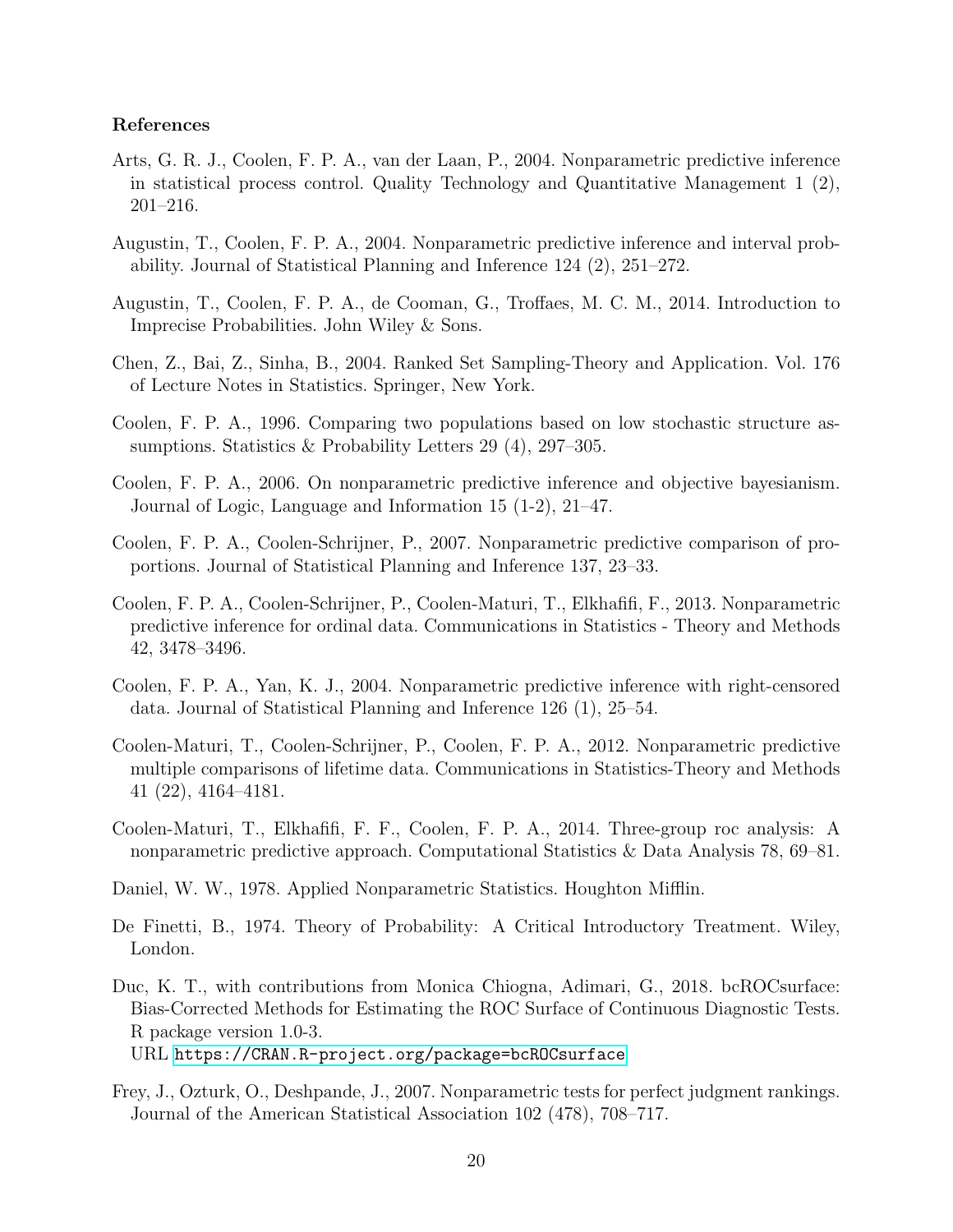### References

Arts, G. R. J., Coolen, F. P. A., van der Laan, P., 2004. Nonparametric predictive inference in statistical process control. Quality Technology and Quantitative Management 1 (2), 201–216.

Augustin, T., Coolen, F. P. A., 2004. Nonparametric predictive inference and interval probability. Journal of Statistical Planning and Inference 124 (2), 251–272.

Augustin, T., Coolen, F. P. A., de Cooman, G., Troffaes, M. C. M., 2014. Introduction to Imprecise Probabilities. John Wiley & Sons.

Chen, Z., Bai, Z., Sinha, B., 2004. Ranked Set Sampling-Theory and Application. Vol. 176 of Lecture Notes in Statistics. Springer, New York.

Coolen, F. P. A., 1996. Comparing two populations based on low stochastic structure assumptions. Statistics & Probability Letters 29 (4), 297–305.

Coolen, F. P. A., 2006. On nonparametric predictive inference and objective bayesianism. Journal of Logic, Language and Information 15 (1-2), 21–47.

Coolen, F. P. A., Coolen-Schrijner, P., 2007. Nonparametric predictive comparison of proportions. Journal of Statistical Planning and Inference 137, 23–33.

Coolen, F. P. A., Coolen-Schrijner, P., Coolen-Maturi, T., Elkhafifi, F., 2013. Nonparametric predictive inference for ordinal data. Communications in Statistics - Theory and Methods 42, 3478–3496.

Coolen, F. P. A., Yan, K. J., 2004. Nonparametric predictive inference with right-censored data. Journal of Statistical Planning and Inference 126 (1), 25–54.

Coolen-Maturi, T., Coolen-Schrijner, P., Coolen, F. P. A., 2012. Nonparametric predictive multiple comparisons of lifetime data. Communications in Statistics-Theory and Methods 41 (22), 4164–4181.

Coolen-Maturi, T., Elkhafifi, F. F., Coolen, F. P. A., 2014. Three-group roc analysis: A nonparametric predictive approach. Computational Statistics & Data Analysis 78, 69–81.

Daniel, W. W., 1978. Applied Nonparametric Statistics. Houghton Mifflin.

De Finetti, B., 1974. Theory of Probability: A Critical Introductory Treatment. Wiley, London.

Duc, K. T., with contributions from Monica Chiogna, Adimari, G., 2018. bcROCsurface: Bias-Corrected Methods for Estimating the ROC Surface of Continuous Diagnostic Tests. R package version 1.0-3.
URL https://CRAN.R-project.org/package=bcROCsurface

Frey, J., Ozturk, O., Deshpande, J., 2007. Nonparametric tests for perfect judgment rankings. Journal of the American Statistical Association 102 (478), 708–717.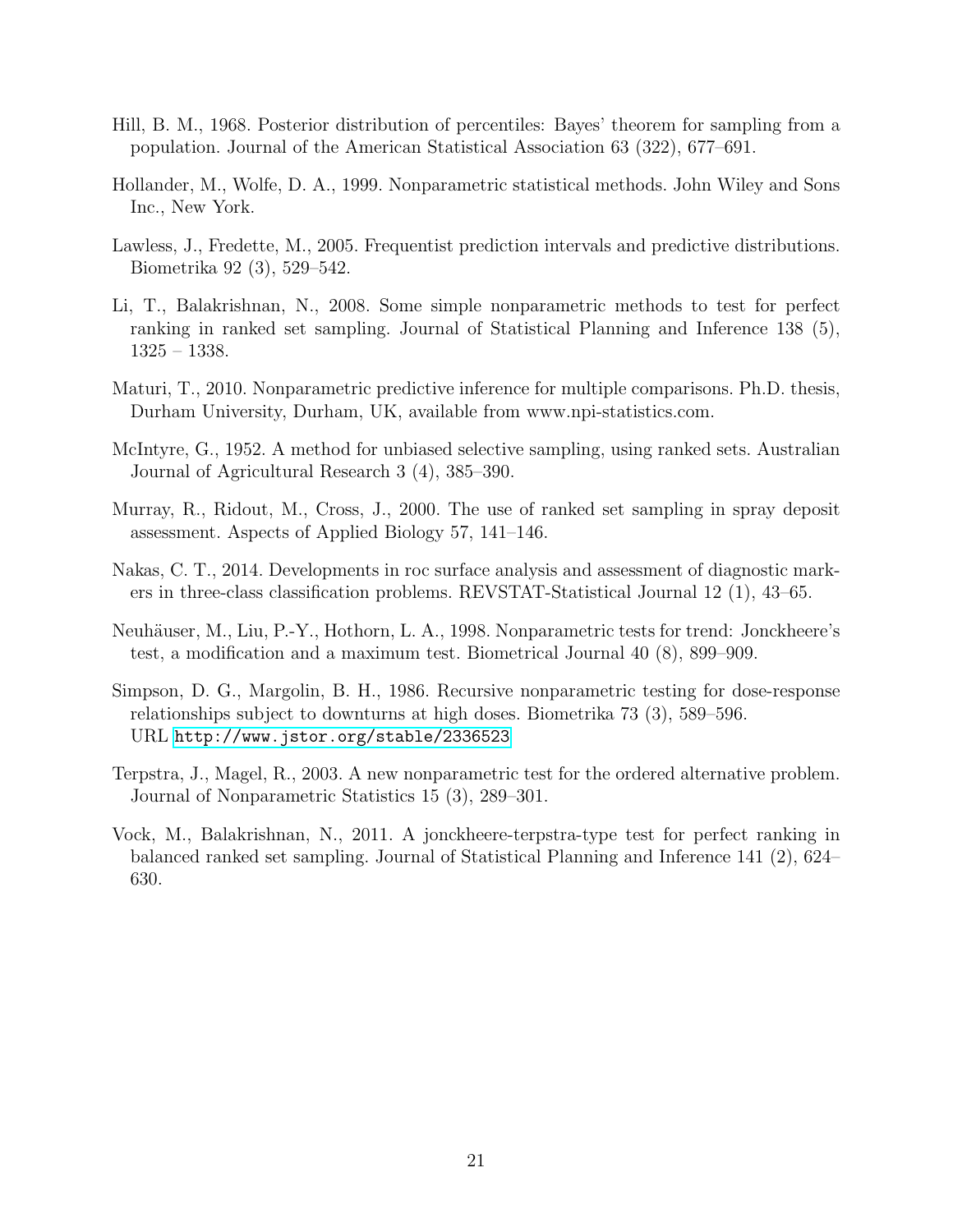Hill, B. M., 1968. Posterior distribution of percentiles: Bayes' theorem for sampling from a population. Journal of the American Statistical Association 63 (322), 677–691.

Hollander, M., Wolfe, D. A., 1999. Nonparametric statistical methods. John Wiley and Sons Inc., New York.

Lawless, J., Fredette, M., 2005. Frequentist prediction intervals and predictive distributions. Biometrika 92 (3), 529–542.

Li, T., Balakrishnan, N., 2008. Some simple nonparametric methods to test for perfect ranking in ranked set sampling. Journal of Statistical Planning and Inference 138 (5), 1325 – 1338.

Maturi, T., 2010. Nonparametric predictive inference for multiple comparisons. Ph.D. thesis, Durham University, Durham, UK, available from www.npi-statistics.com.

McIntyre, G., 1952. A method for unbiased selective sampling, using ranked sets. Australian Journal of Agricultural Research 3 (4), 385–390.

Murray, R., Ridout, M., Cross, J., 2000. The use of ranked set sampling in spray deposit assessment. Aspects of Applied Biology 57, 141–146.

Nakas, C. T., 2014. Developments in roc surface analysis and assessment of diagnostic markers in three-class classification problems. REVSTAT-Statistical Journal 12 (1), 43–65.

Neuhäuser, M., Liu, P.-Y., Hothorn, L. A., 1998. Nonparametric tests for trend: Jonckheere's test, a modification and a maximum test. Biometrical Journal 40 (8), 899–909.

Simpson, D. G., Margolin, B. H., 1986. Recursive nonparametric testing for dose-response relationships subject to downturns at high doses. Biometrika 73 (3), 589–596.
URL http://www.jstor.org/stable/2336523

Terpstra, J., Magel, R., 2003. A new nonparametric test for the ordered alternative problem. Journal of Nonparametric Statistics 15 (3), 289–301.

Vock, M., Balakrishnan, N., 2011. A jonckheere-terpstra-type test for perfect ranking in balanced ranked set sampling. Journal of Statistical Planning and Inference 141 (2), 624–630.